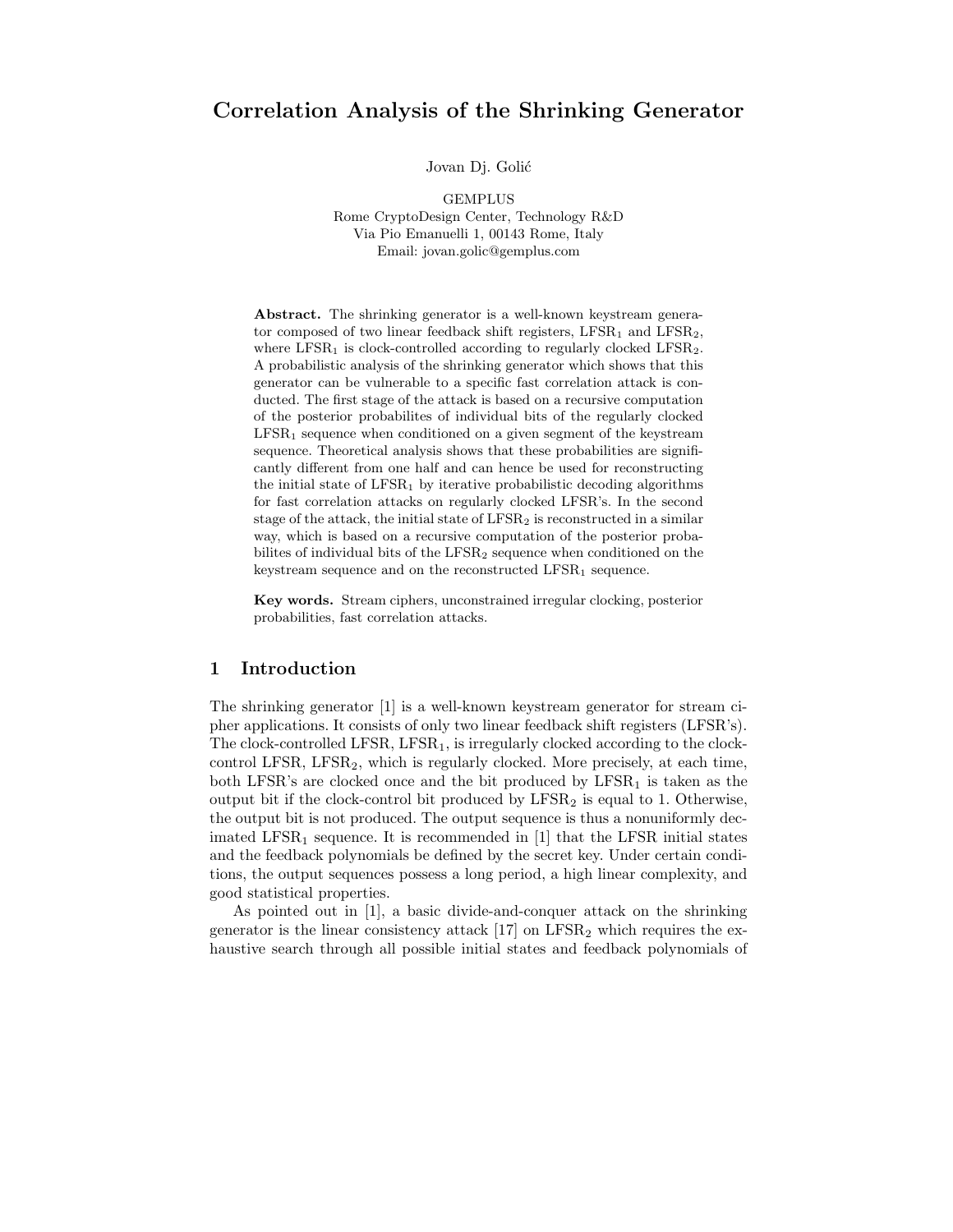# Correlation Analysis of the Shrinking Generator

Jovan Dj. Golić

GEMPLUS
Rome CryptoDesign Center, Technology R&D
Via Pio Emanuelli 1, 00143 Rome, Italy
Email: jovan.golic@gemplus.com

**Abstract.** The shrinking generator is a well-known keystream generator composed of two linear feedback shift registers, $\text{LFSR}_1$ and $\text{LFSR}_2$, where $\text{LFSR}_1$ is clock-controlled according to regularly clocked $\text{LFSR}_2$. A probabilistic analysis of the shrinking generator which shows that this generator can be vulnerable to a specific fast correlation attack is conducted. The first stage of the attack is based on a recursive computation of the posterior probabilites of individual bits of the regularly clocked $\text{LFSR}_1$ sequence when conditioned on a given segment of the keystream sequence. Theoretical analysis shows that these probabilities are significantly different from one half and can hence be used for reconstructing the initial state of $\text{LFSR}_1$ by iterative probabilistic decoding algorithms for fast correlation attacks on regularly clocked LFSR's. In the second stage of the attack, the initial state of $\text{LFSR}_2$ is reconstructed in a similar way, which is based on a recursive computation of the posterior probabilites of individual bits of the $\text{LFSR}_2$ sequence when conditioned on the keystream sequence and on the reconstructed $\text{LFSR}_1$ sequence.

**Key words.** Stream ciphers, unconstrained irregular clocking, posterior probabilities, fast correlation attacks.

## 1 Introduction

The shrinking generator [1] is a well-known keystream generator for stream cipher applications. It consists of only two linear feedback shift registers (LFSR's). The clock-controlled LFSR, $\text{LFSR}_1$, is irregularly clocked according to the clock-control LFSR, $\text{LFSR}_2$, which is regularly clocked. More precisely, at each time, both LFSR's are clocked once and the bit produced by $\text{LFSR}_1$ is taken as the output bit if the clock-control bit produced by $\text{LFSR}_2$ is equal to 1. Otherwise, the output bit is not produced. The output sequence is thus a nonuniformly decimated $\text{LFSR}_1$ sequence. It is recommended in [1] that the LFSR initial states and the feedback polynomials be defined by the secret key. Under certain conditions, the output sequences possess a long period, a high linear complexity, and good statistical properties.

As pointed out in [1], a basic divide-and-conquer attack on the shrinking generator is the linear consistency attack [17] on $\text{LFSR}_2$ which requires the exhaustive search through all possible initial states and feedback polynomials of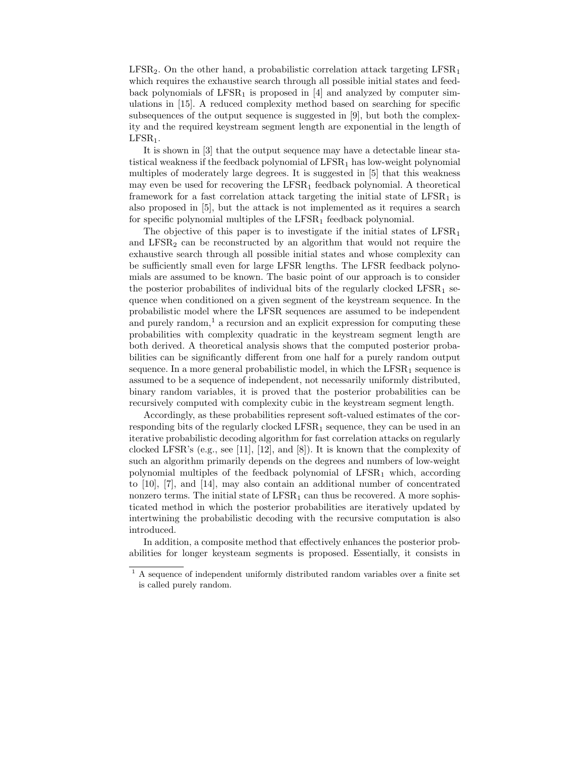$LFSR_2$. On the other hand, a probabilistic correlation attack targeting $LFSR_1$ which requires the exhaustive search through all possible initial states and feedback polynomials of $LFSR_1$ is proposed in [4] and analyzed by computer simulations in [15]. A reduced complexity method based on searching for specific subsequences of the output sequence is suggested in [9], but both the complexity and the required keystream segment length are exponential in the length of $LFSR_1$.

It is shown in [3] that the output sequence may have a detectable linear statistical weakness if the feedback polynomial of $LFSR_1$ has low-weight polynomial multiples of moderately large degrees. It is suggested in [5] that this weakness may even be used for recovering the $LFSR_1$ feedback polynomial. A theoretical framework for a fast correlation attack targeting the initial state of $LFSR_1$ is also proposed in [5], but the attack is not implemented as it requires a search for specific polynomial multiples of the $LFSR_1$ feedback polynomial.

The objective of this paper is to investigate if the initial states of $LFSR_1$ and $LFSR_2$ can be reconstructed by an algorithm that would not require the exhaustive search through all possible initial states and whose complexity can be sufficiently small even for large LFSR lengths. The LFSR feedback polynomials are assumed to be known. The basic point of our approach is to consider the posterior probabilites of individual bits of the regularly clocked $LFSR_1$ sequence when conditioned on a given segment of the keystream sequence. In the probabilistic model where the LFSR sequences are assumed to be independent and purely random,[1] a recursion and an explicit expression for computing these probabilities with complexity quadratic in the keystream segment length are both derived. A theoretical analysis shows that the computed posterior probabilities can be significantly different from one half for a purely random output sequence. In a more general probabilistic model, in which the $LFSR_1$ sequence is assumed to be a sequence of independent, not necessarily uniformly distributed, binary random variables, it is proved that the posterior probabilities can be recursively computed with complexity cubic in the keystream segment length.

Accordingly, as these probabilities represent soft-valued estimates of the corresponding bits of the regularly clocked $LFSR_1$ sequence, they can be used in an iterative probabilistic decoding algorithm for fast correlation attacks on regularly clocked LFSR's (e.g., see [11], [12], and [8]). It is known that the complexity of such an algorithm primarily depends on the degrees and numbers of low-weight polynomial multiples of the feedback polynomial of $LFSR_1$ which, according to [10], [7], and [14], may also contain an additional number of concentrated nonzero terms. The initial state of $LFSR_1$ can thus be recovered. A more sophisticated method in which the posterior probabilities are iteratively updated by intertwining the probabilistic decoding with the recursive computation is also introduced.

In addition, a composite method that effectively enhances the posterior probabilities for longer keysteam segments is proposed. Essentially, it consists in

---

[1] A sequence of independent uniformly distributed random variables over a finite set is called purely random.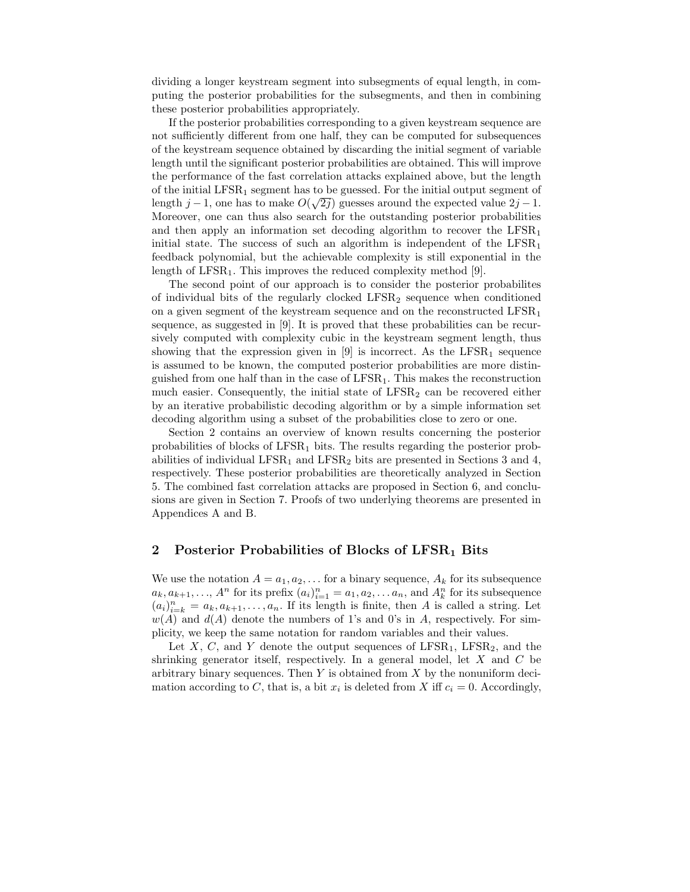dividing a longer keystream segment into subsegments of equal length, in computing the posterior probabilities for the subsegments, and then in combining these posterior probabilities appropriately.

If the posterior probabilities corresponding to a given keystream sequence are not sufficiently different from one half, they can be computed for subsequences of the keystream sequence obtained by discarding the initial segment of variable length until the significant posterior probabilities are obtained. This will improve the performance of the fast correlation attacks explained above, but the length of the initial $\mathrm{LFSR}_1$ segment has to be guessed. For the initial output segment of length $j-1$, one has to make $O(\sqrt{2j})$ guesses around the expected value $2j-1$. Moreover, one can thus also search for the outstanding posterior probabilities and then apply an information set decoding algorithm to recover the $\mathrm{LFSR}_1$ initial state. The success of such an algorithm is independent of the $\mathrm{LFSR}_1$ feedback polynomial, but the achievable complexity is still exponential in the length of $\mathrm{LFSR}_1$. This improves the reduced complexity method [9].

The second point of our approach is to consider the posterior probabilites of individual bits of the regularly clocked $\mathrm{LFSR}_2$ sequence when conditioned on a given segment of the keystream sequence and on the reconstructed $\mathrm{LFSR}_1$ sequence, as suggested in [9]. It is proved that these probabilities can be recursively computed with complexity cubic in the keystream segment length, thus showing that the expression given in [9] is incorrect. As the $\mathrm{LFSR}_1$ sequence is assumed to be known, the computed posterior probabilities are more distinguished from one half than in the case of $\mathrm{LFSR}_1$. This makes the reconstruction much easier. Consequently, the initial state of $\mathrm{LFSR}_2$ can be recovered either by an iterative probabilistic decoding algorithm or by a simple information set decoding algorithm using a subset of the probabilities close to zero or one.

Section 2 contains an overview of known results concerning the posterior probabilities of blocks of $\mathrm{LFSR}_1$ bits. The results regarding the posterior probabilities of individual $\mathrm{LFSR}_1$ and $\mathrm{LFSR}_2$ bits are presented in Sections 3 and 4, respectively. These posterior probabilities are theoretically analyzed in Section 5. The combined fast correlation attacks are proposed in Section 6, and conclusions are given in Section 7. Proofs of two underlying theorems are presented in Appendices A and B.

## 2 Posterior Probabilities of Blocks of $\mathrm{LFSR}_1$ Bits

We use the notation $A = a_1, a_2, \ldots$ for a binary sequence, $A_k$ for its subsequence $a_k, a_{k+1}, \ldots$, $A^n$ for its prefix $(a_i)_{i=1}^n = a_1, a_2, \ldots a_n$, and $A_k^n$ for its subsequence $(a_i)_{i=k}^n = a_k, a_{k+1}, \ldots, a_n$. If its length is finite, then $A$ is called a string. Let $w(A)$ and $d(A)$ denote the numbers of 1's and 0's in $A$, respectively. For simplicity, we keep the same notation for random variables and their values.

Let $X$, $C$, and $Y$ denote the output sequences of $\mathrm{LFSR}_1$, $\mathrm{LFSR}_2$, and the shrinking generator itself, respectively. In a general model, let $X$ and $C$ be arbitrary binary sequences. Then $Y$ is obtained from $X$ by the nonuniform decimation according to $C$, that is, a bit $x_i$ is deleted from $X$ iff $c_i = 0$. Accordingly,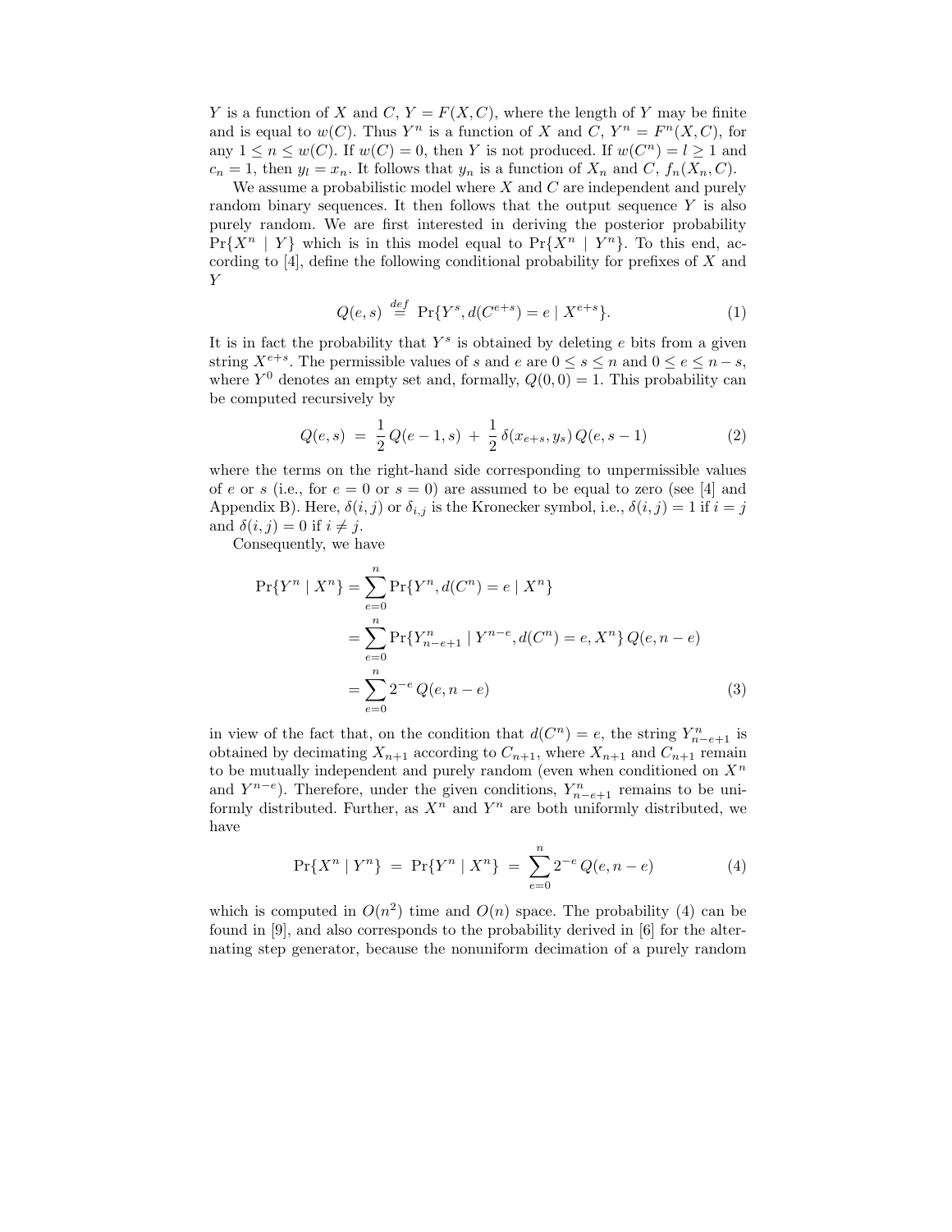$Y$ is a function of $X$ and $C$, $Y = F(X, C)$, where the length of $Y$ may be finite and is equal to $w(C)$. Thus $Y^n$ is a function of $X$ and $C$, $Y^n = F^n(X, C)$, for any $1 \le n \le w(C)$. If $w(C) = 0$, then $Y$ is not produced. If $w(C^n) = l \ge 1$ and $c_n = 1$, then $y_l = x_n$. It follows that $y_n$ is a function of $X_n$ and $C$, $f_n(X_n, C)$.

We assume a probabilistic model where $X$ and $C$ are independent and purely random binary sequences. It then follows that the output sequence $Y$ is also purely random. We are first interested in deriving the posterior probability $\Pr\{X^n \mid Y\}$ which is in this model equal to $\Pr\{X^n \mid Y^n\}$. To this end, according to [4], define the following conditional probability for prefixes of $X$ and $Y$

$$Q(e, s) \stackrel{def}{=} \Pr\{Y^s, d(C^{e+s}) = e \mid X^{e+s}\}. \tag{1}$$

It is in fact the probability that $Y^s$ is obtained by deleting $e$ bits from a given string $X^{e+s}$. The permissible values of $s$ and $e$ are $0 \le s \le n$ and $0 \le e \le n - s$, where $Y^0$ denotes an empty set and, formally, $Q(0, 0) = 1$. This probability can be computed recursively by

$$Q(e, s) \;=\; \frac{1}{2}\, Q(e-1, s) \;+\; \frac{1}{2}\, \delta(x_{e+s}, y_s)\, Q(e, s-1) \tag{2}$$

where the terms on the right-hand side corresponding to unpermissible values of $e$ or $s$ (i.e., for $e = 0$ or $s = 0$) are assumed to be equal to zero (see [4] and Appendix B). Here, $\delta(i, j)$ or $\delta_{i,j}$ is the Kronecker symbol, i.e., $\delta(i, j) = 1$ if $i = j$ and $\delta(i, j) = 0$ if $i \ne j$.

Consequently, we have

$$\begin{aligned}
\Pr\{Y^n \mid X^n\} &= \sum_{e=0}^{n} \Pr\{Y^n, d(C^n) = e \mid X^n\} \\
&= \sum_{e=0}^{n} \Pr\{Y^n_{n-e+1} \mid Y^{n-e}, d(C^n) = e, X^n\}\, Q(e, n-e) \\
&= \sum_{e=0}^{n} 2^{-e}\, Q(e, n-e)
\end{aligned} \tag{3}$$

in view of the fact that, on the condition that $d(C^n) = e$, the string $Y^n_{n-e+1}$ is obtained by decimating $X_{n+1}$ according to $C_{n+1}$, where $X_{n+1}$ and $C_{n+1}$ remain to be mutually independent and purely random (even when conditioned on $X^n$ and $Y^{n-e}$). Therefore, under the given conditions, $Y^n_{n-e+1}$ remains to be uniformly distributed. Further, as $X^n$ and $Y^n$ are both uniformly distributed, we have

$$\Pr\{X^n \mid Y^n\} \;=\; \Pr\{Y^n \mid X^n\} \;=\; \sum_{e=0}^{n} 2^{-e}\, Q(e, n-e) \tag{4}$$

which is computed in $O(n^2)$ time and $O(n)$ space. The probability (4) can be found in [9], and also corresponds to the probability derived in [6] for the alternating step generator, because the nonuniform decimation of a purely random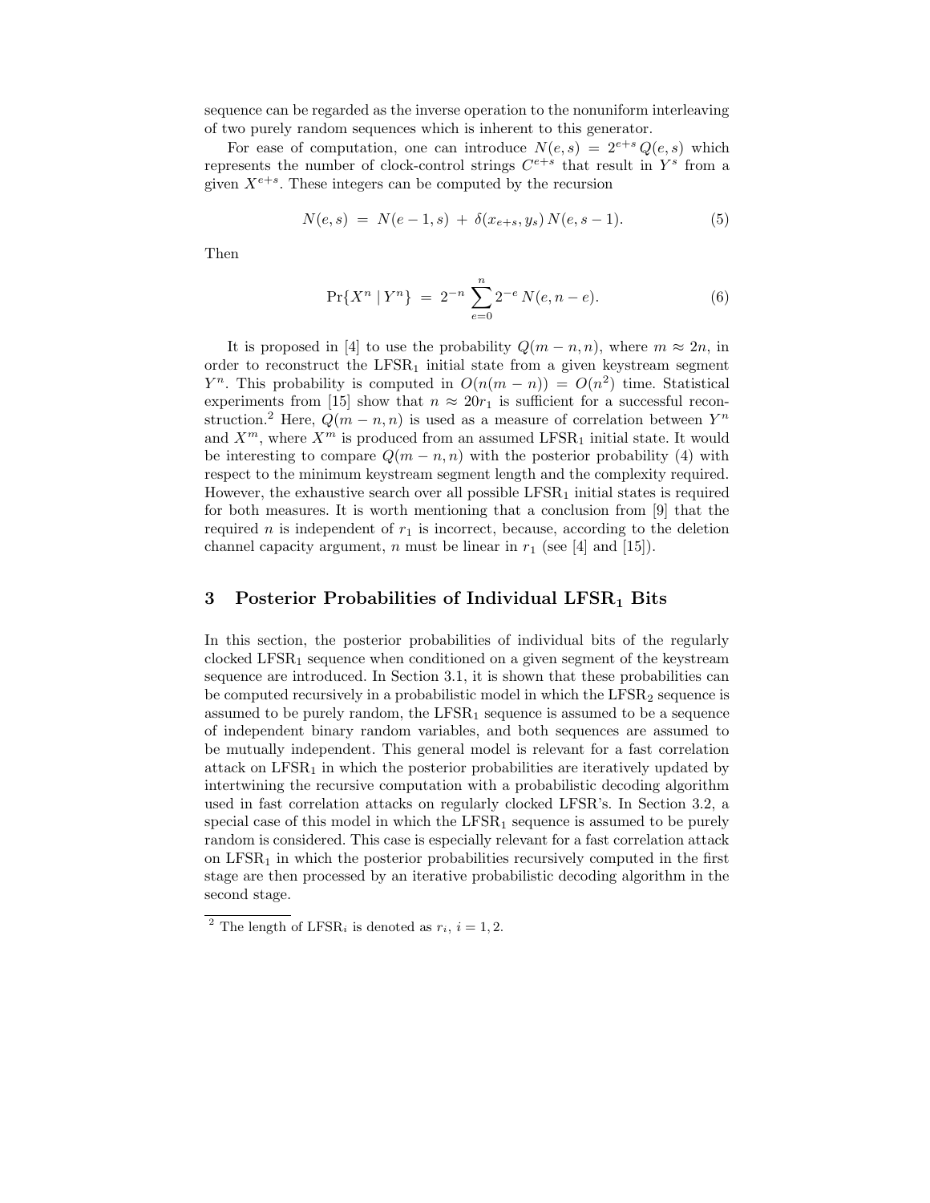sequence can be regarded as the inverse operation to the nonuniform interleaving of two purely random sequences which is inherent to this generator.

For ease of computation, one can introduce $N(e, s) = 2^{e+s}\, Q(e, s)$ which represents the number of clock-control strings $C^{e+s}$ that result in $Y^s$ from a given $X^{e+s}$. These integers can be computed by the recursion

$$N(e, s) \;=\; N(e-1, s) \;+\; \delta(x_{e+s}, y_s)\, N(e, s-1). \tag{5}$$

Then

$$\Pr\{X^n \mid Y^n\} \;=\; 2^{-n} \sum_{e=0}^{n} 2^{-e}\, N(e, n-e). \tag{6}$$

It is proposed in [4] to use the probability $Q(m-n, n)$, where $m \approx 2n$, in order to reconstruct the LFSR$_1$ initial state from a given keystream segment $Y^n$. This probability is computed in $O(n(m-n)) = O(n^2)$ time. Statistical experiments from [15] show that $n \approx 20r_1$ is sufficient for a successful reconstruction.[2] Here, $Q(m-n, n)$ is used as a measure of correlation between $Y^n$ and $X^m$, where $X^m$ is produced from an assumed LFSR$_1$ initial state. It would be interesting to compare $Q(m-n, n)$ with the posterior probability (4) with respect to the minimum keystream segment length and the complexity required. However, the exhaustive search over all possible LFSR$_1$ initial states is required for both measures. It is worth mentioning that a conclusion from [9] that the required $n$ is independent of $r_1$ is incorrect, because, according to the deletion channel capacity argument, $n$ must be linear in $r_1$ (see [4] and [15]).

## 3 Posterior Probabilities of Individual LFSR$_1$ Bits

In this section, the posterior probabilities of individual bits of the regularly clocked LFSR$_1$ sequence when conditioned on a given segment of the keystream sequence are introduced. In Section 3.1, it is shown that these probabilities can be computed recursively in a probabilistic model in which the LFSR$_2$ sequence is assumed to be purely random, the LFSR$_1$ sequence is assumed to be a sequence of independent binary random variables, and both sequences are assumed to be mutually independent. This general model is relevant for a fast correlation attack on LFSR$_1$ in which the posterior probabilities are iteratively updated by intertwining the recursive computation with a probabilistic decoding algorithm used in fast correlation attacks on regularly clocked LFSR's. In Section 3.2, a special case of this model in which the LFSR$_1$ sequence is assumed to be purely random is considered. This case is especially relevant for a fast correlation attack on LFSR$_1$ in which the posterior probabilities recursively computed in the first stage are then processed by an iterative probabilistic decoding algorithm in the second stage.

[2] The length of LFSR$_i$ is denoted as $r_i$, $i = 1, 2$.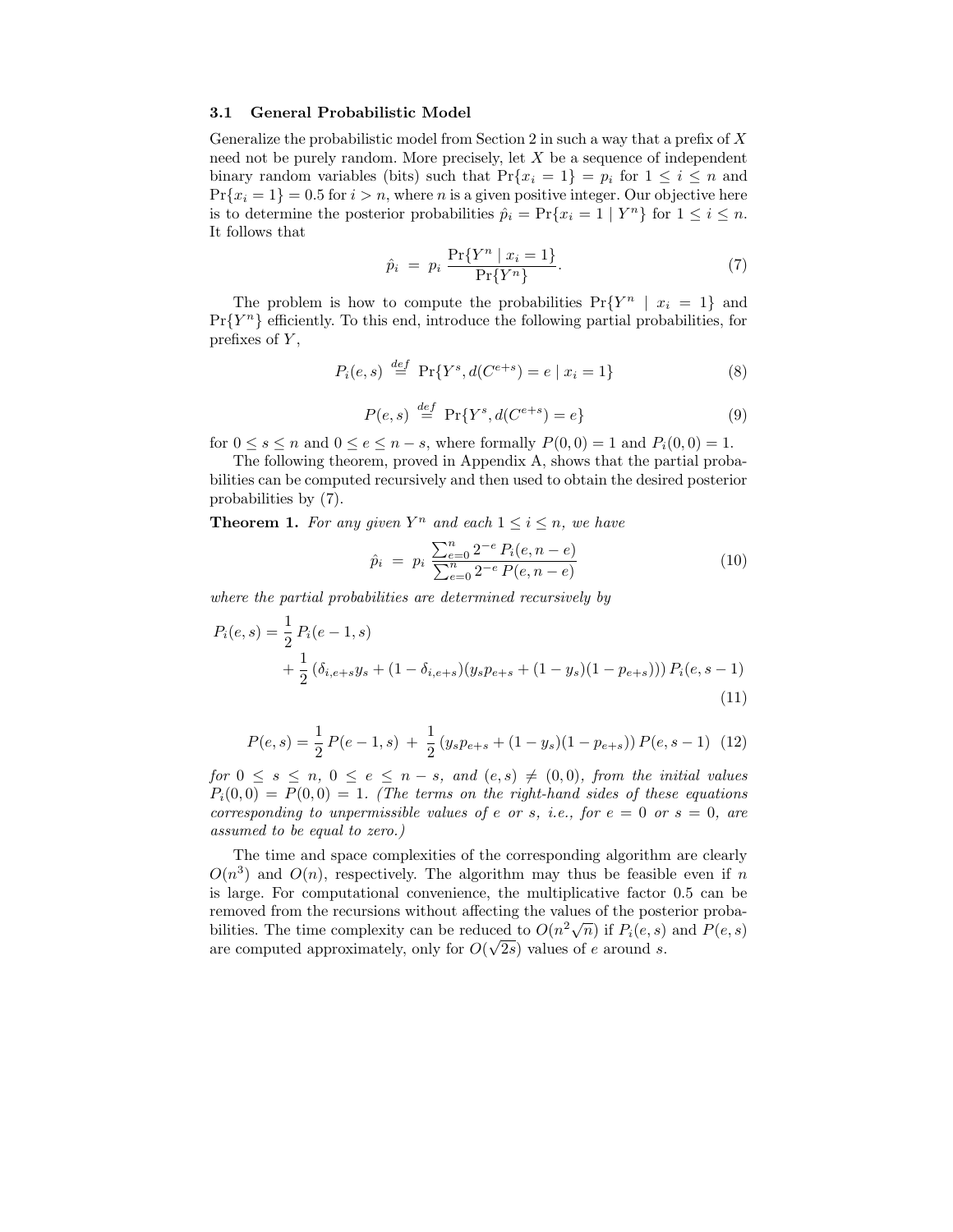### 3.1 General Probabilistic Model

Generalize the probabilistic model from Section 2 in such a way that a prefix of $X$ need not be purely random. More precisely, let $X$ be a sequence of independent binary random variables (bits) such that $\Pr\{x_i = 1\} = p_i$ for $1 \leq i \leq n$ and $\Pr\{x_i = 1\} = 0.5$ for $i > n$, where $n$ is a given positive integer. Our objective here is to determine the posterior probabilities $\hat{p}_i = \Pr\{x_i = 1 \mid Y^n\}$ for $1 \leq i \leq n$. It follows that

$$\hat{p}_i \;=\; p_i \, \frac{\Pr\{Y^n \mid x_i = 1\}}{\Pr\{Y^n\}}. \tag{7}$$

The problem is how to compute the probabilities $\Pr\{Y^n \mid x_i = 1\}$ and $\Pr\{Y^n\}$ efficiently. To this end, introduce the following partial probabilities, for prefixes of $Y$,

$$P_i(e, s) \;\stackrel{def}{=}\; \Pr\{Y^s, d(C^{e+s}) = e \mid x_i = 1\} \tag{8}$$

$$P(e, s) \;\stackrel{def}{=}\; \Pr\{Y^s, d(C^{e+s}) = e\} \tag{9}$$

for $0 \leq s \leq n$ and $0 \leq e \leq n - s$, where formally $P(0, 0) = 1$ and $P_i(0, 0) = 1$.

The following theorem, proved in Appendix A, shows that the partial probabilities can be computed recursively and then used to obtain the desired posterior probabilities by (7).

**Theorem 1.** *For any given $Y^n$ and each $1 \leq i \leq n$, we have*

$$\hat{p}_i \;=\; p_i \, \frac{\sum_{e=0}^{n} 2^{-e} \, P_i(e, n - e)}{\sum_{e=0}^{n} 2^{-e} \, P(e, n - e)} \tag{10}$$

*where the partial probabilities are determined recursively by*

$$\begin{aligned} P_i(e, s) = {} & \frac{1}{2} \, P_i(e - 1, s) \\ & + \frac{1}{2} \left( \delta_{i,e+s} y_s + (1 - \delta_{i,e+s})(y_s p_{e+s} + (1 - y_s)(1 - p_{e+s})) \right) P_i(e, s - 1) \end{aligned} \tag{11}$$

$$P(e, s) = \frac{1}{2} \, P(e - 1, s) \;+\; \frac{1}{2} \left( y_s p_{e+s} + (1 - y_s)(1 - p_{e+s}) \right) P(e, s - 1) \tag{12}$$

*for $0 \leq s \leq n$, $0 \leq e \leq n - s$, and $(e, s) \neq (0, 0)$, from the initial values $P_i(0, 0) = P(0, 0) = 1$. (The terms on the right-hand sides of these equations corresponding to unpermissible values of $e$ or $s$, i.e., for $e = 0$ or $s = 0$, are assumed to be equal to zero.)*

The time and space complexities of the corresponding algorithm are clearly $O(n^3)$ and $O(n)$, respectively. The algorithm may thus be feasible even if $n$ is large. For computational convenience, the multiplicative factor 0.5 can be removed from the recursions without affecting the values of the posterior probabilities. The time complexity can be reduced to $O(n^2\sqrt{n})$ if $P_i(e, s)$ and $P(e, s)$ are computed approximately, only for $O(\sqrt{2s})$ values of $e$ around $s$.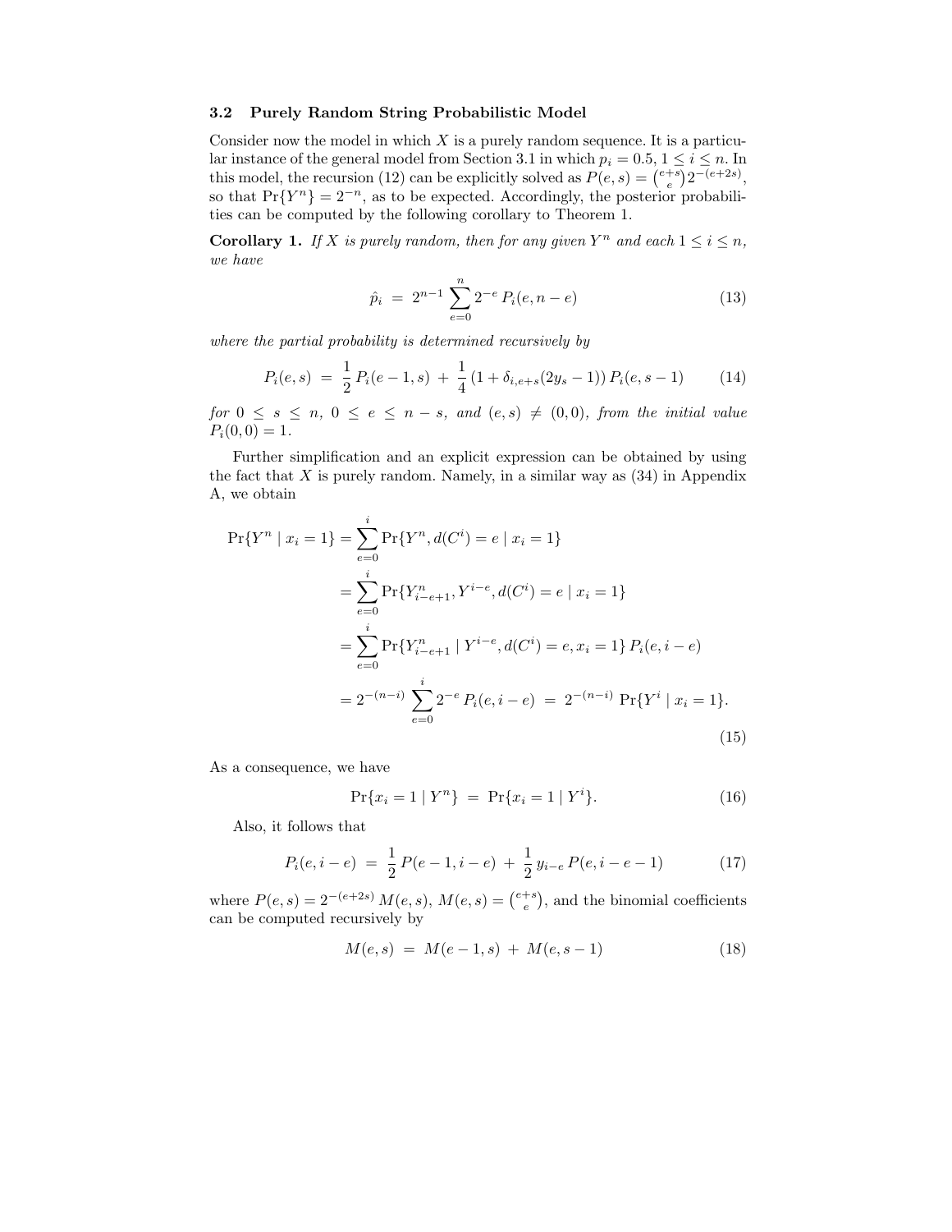### 3.2 Purely Random String Probabilistic Model

Consider now the model in which $X$ is a purely random sequence. It is a particular instance of the general model from Section 3.1 in which $p_i = 0.5$, $1 \le i \le n$. In this model, the recursion (12) can be explicitly solved as $P(e,s) = \binom{e+s}{e} 2^{-(e+2s)}$, so that $\Pr\{Y^n\} = 2^{-n}$, as to be expected. Accordingly, the posterior probabilities can be computed by the following corollary to Theorem 1.

**Corollary 1.** *If $X$ is purely random, then for any given $Y^n$ and each $1 \le i \le n$, we have*

$$\hat{p}_i \;=\; 2^{n-1} \sum_{e=0}^{n} 2^{-e} \, P_i(e, n-e) \tag{13}$$

*where the partial probability is determined recursively by*

$$P_i(e,s) \;=\; \frac{1}{2}\, P_i(e-1,s) \;+\; \frac{1}{4}\,(1 + \delta_{i,e+s}(2y_s - 1))\, P_i(e,s-1) \tag{14}$$

*for $0 \le s \le n$, $0 \le e \le n-s$, and $(e,s) \ne (0,0)$, from the initial value $P_i(0,0) = 1$.*

Further simplification and an explicit expression can be obtained by using the fact that $X$ is purely random. Namely, in a similar way as (34) in Appendix A, we obtain

$$
\begin{aligned}
\Pr\{Y^n \mid x_i = 1\} &= \sum_{e=0}^{i} \Pr\{Y^n, d(C^i) = e \mid x_i = 1\} \\
&= \sum_{e=0}^{i} \Pr\{Y^n_{i-e+1}, Y^{i-e}, d(C^i) = e \mid x_i = 1\} \\
&= \sum_{e=0}^{i} \Pr\{Y^n_{i-e+1} \mid Y^{i-e}, d(C^i) = e, x_i = 1\}\, P_i(e, i-e) \\
&= 2^{-(n-i)} \sum_{e=0}^{i} 2^{-e}\, P_i(e, i-e) \;=\; 2^{-(n-i)}\, \Pr\{Y^i \mid x_i = 1\}.
\end{aligned}
\tag{15}
$$

As a consequence, we have

$$\Pr\{x_i = 1 \mid Y^n\} \;=\; \Pr\{x_i = 1 \mid Y^i\}. \tag{16}$$

Also, it follows that

$$P_i(e, i-e) \;=\; \frac{1}{2}\, P(e-1, i-e) \;+\; \frac{1}{2}\, y_{i-e}\, P(e, i-e-1) \tag{17}$$

where $P(e,s) = 2^{-(e+2s)}\, M(e,s)$, $M(e,s) = \binom{e+s}{e}$, and the binomial coefficients can be computed recursively by

$$M(e,s) \;=\; M(e-1,s) \;+\; M(e,s-1) \tag{18}$$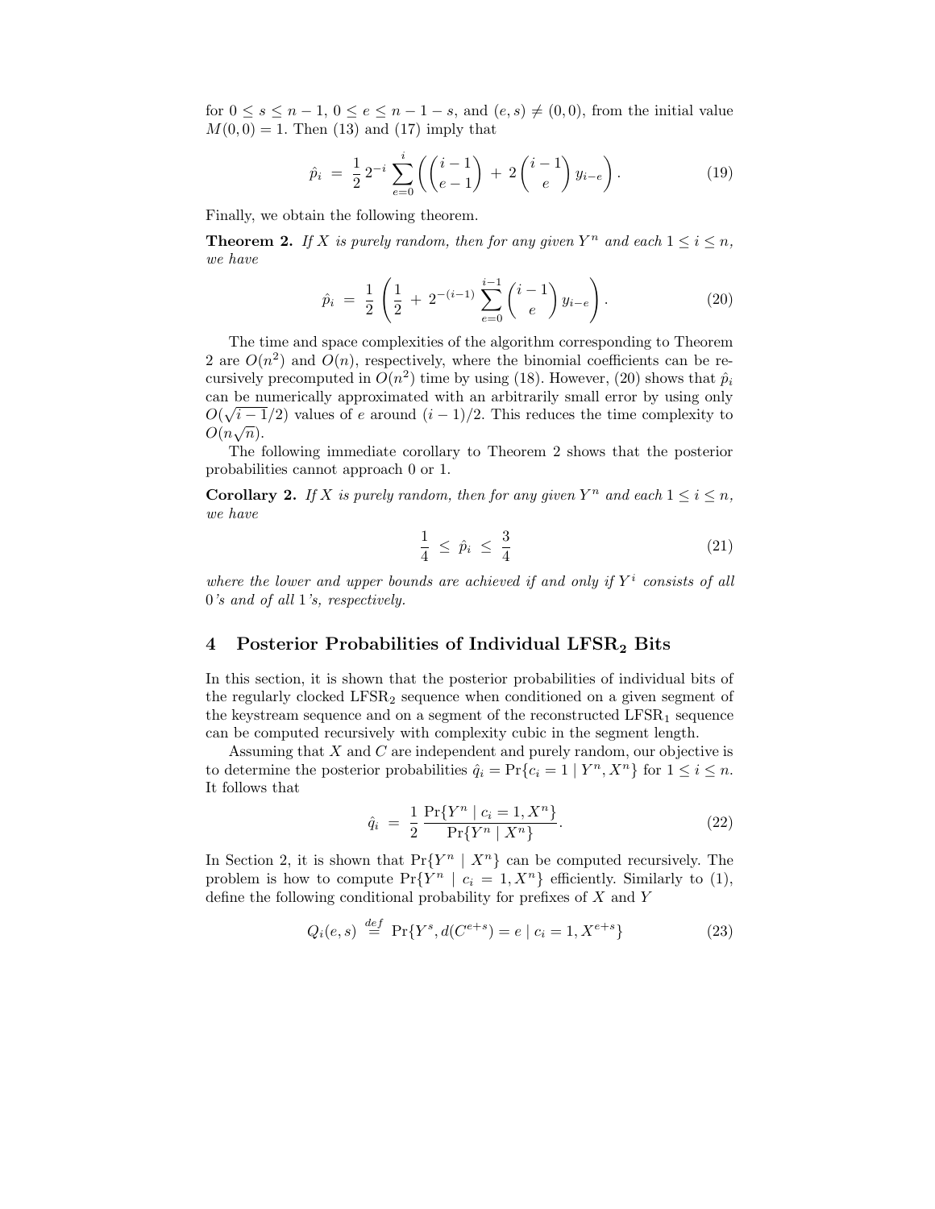for $0 \leq s \leq n-1$, $0 \leq e \leq n-1-s$, and $(e,s) \neq (0,0)$, from the initial value $M(0,0) = 1$. Then (13) and (17) imply that

$$\hat{p}_i \;=\; \frac{1}{2}\, 2^{-i} \sum_{e=0}^{i} \left( \binom{i-1}{e-1} \;+\; 2 \binom{i-1}{e} y_{i-e} \right). \tag{19}$$

Finally, we obtain the following theorem.

**Theorem 2.** *If $X$ is purely random, then for any given $Y^n$ and each $1 \leq i \leq n$, we have*

$$\hat{p}_i \;=\; \frac{1}{2} \left( \frac{1}{2} \;+\; 2^{-(i-1)} \sum_{e=0}^{i-1} \binom{i-1}{e} y_{i-e} \right). \tag{20}$$

The time and space complexities of the algorithm corresponding to Theorem 2 are $O(n^2)$ and $O(n)$, respectively, where the binomial coefficients can be recursively precomputed in $O(n^2)$ time by using (18). However, (20) shows that $\hat{p}_i$ can be numerically approximated with an arbitrarily small error by using only $O(\sqrt{i-1}/2)$ values of $e$ around $(i-1)/2$. This reduces the time complexity to $O(n\sqrt{n})$.

The following immediate corollary to Theorem 2 shows that the posterior probabilities cannot approach 0 or 1.

**Corollary 2.** *If $X$ is purely random, then for any given $Y^n$ and each $1 \leq i \leq n$, we have*

$$\frac{1}{4} \;\leq\; \hat{p}_i \;\leq\; \frac{3}{4} \tag{21}$$

*where the lower and upper bounds are achieved if and only if $Y^i$ consists of all 0's and of all 1's, respectively.*

## 4 Posterior Probabilities of Individual $\text{LFSR}_2$ Bits

In this section, it is shown that the posterior probabilities of individual bits of the regularly clocked $\text{LFSR}_2$ sequence when conditioned on a given segment of the keystream sequence and on a segment of the reconstructed $\text{LFSR}_1$ sequence can be computed recursively with complexity cubic in the segment length.

Assuming that $X$ and $C$ are independent and purely random, our objective is to determine the posterior probabilities $\hat{q}_i = \Pr\{c_i = 1 \mid Y^n, X^n\}$ for $1 \leq i \leq n$. It follows that

$$\hat{q}_i \;=\; \frac{1}{2}\, \frac{\Pr\{Y^n \mid c_i = 1, X^n\}}{\Pr\{Y^n \mid X^n\}}. \tag{22}$$

In Section 2, it is shown that $\Pr\{Y^n \mid X^n\}$ can be computed recursively. The problem is how to compute $\Pr\{Y^n \mid c_i = 1, X^n\}$ efficiently. Similarly to (1), define the following conditional probability for prefixes of $X$ and $Y$

$$Q_i(e,s) \;\stackrel{def}{=}\; \Pr\{Y^s, d(C^{e+s}) = e \mid c_i = 1, X^{e+s}\} \tag{23}$$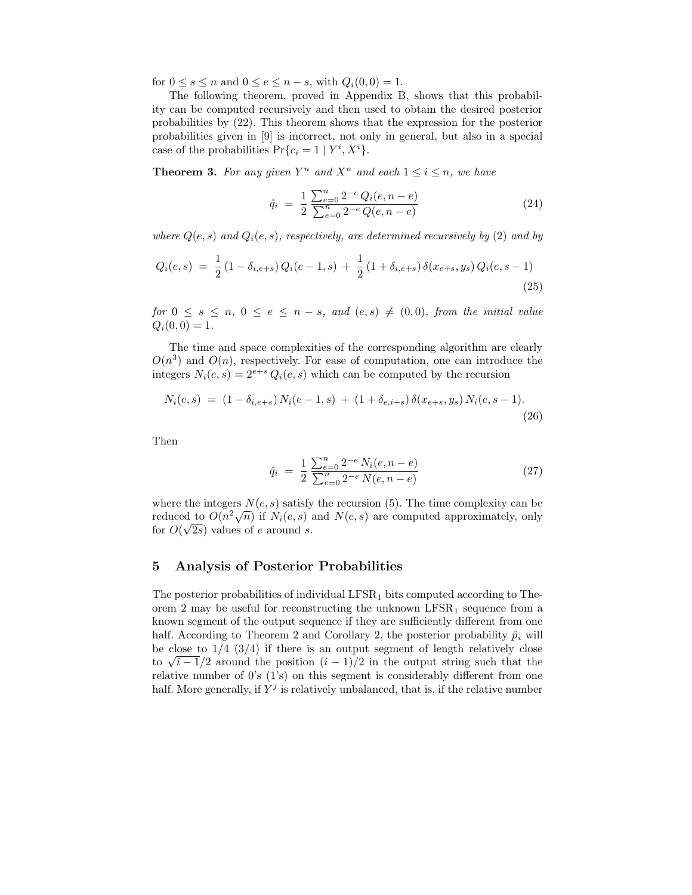for $0 \leq s \leq n$ and $0 \leq e \leq n - s$, with $Q_i(0, 0) = 1$.

The following theorem, proved in Appendix B, shows that this probability can be computed recursively and then used to obtain the desired posterior probabilities by (22). This theorem shows that the expression for the posterior probabilities given in [9] is incorrect, not only in general, but also in a special case of the probabilities $\Pr\{c_i = 1 \mid Y^i, X^i\}$.

**Theorem 3.** *For any given $Y^n$ and $X^n$ and each $1 \leq i \leq n$, we have*

$$\hat{q}_i \;=\; \frac{1}{2}\,\frac{\sum_{e=0}^{n} 2^{-e}\, Q_i(e, n-e)}{\sum_{e=0}^{n} 2^{-e}\, Q(e, n-e)} \tag{24}$$

*where $Q(e, s)$ and $Q_i(e, s)$, respectively, are determined recursively by (2) and by*

$$Q_i(e, s) \;=\; \frac{1}{2}\,(1 - \delta_{i,e+s})\, Q_i(e-1, s) \;+\; \frac{1}{2}\,(1 + \delta_{i,e+s})\, \delta(x_{e+s}, y_s)\, Q_i(e, s-1) \tag{25}$$

*for $0 \leq s \leq n$, $0 \leq e \leq n - s$, and $(e, s) \neq (0, 0)$, from the initial value $Q_i(0, 0) = 1$.*

The time and space complexities of the corresponding algorithm are clearly $O(n^3)$ and $O(n)$, respectively. For ease of computation, one can introduce the integers $N_i(e, s) = 2^{e+s}\, Q_i(e, s)$ which can be computed by the recursion

$$N_i(e, s) \;=\; (1 - \delta_{i,e+s})\, N_i(e-1, s) \;+\; (1 + \delta_{e,i+s})\, \delta(x_{e+s}, y_s)\, N_i(e, s-1). \tag{26}$$

Then

$$\hat{q}_i \;=\; \frac{1}{2}\,\frac{\sum_{e=0}^{n} 2^{-e}\, N_i(e, n-e)}{\sum_{e=0}^{n} 2^{-e}\, N(e, n-e)} \tag{27}$$

where the integers $N(e, s)$ satisfy the recursion (5). The time complexity can be reduced to $O(n^2\sqrt{n})$ if $N_i(e, s)$ and $N(e, s)$ are computed approximately, only for $O(\sqrt{2s})$ values of $e$ around $s$.

## 5 Analysis of Posterior Probabilities

The posterior probabilities of individual $\text{LFSR}_1$ bits computed according to Theorem 2 may be useful for reconstructing the unknown $\text{LFSR}_1$ sequence from a known segment of the output sequence if they are sufficiently different from one half. According to Theorem 2 and Corollary 2, the posterior probability $\hat{p}_i$ will be close to $1/4$ $(3/4)$ if there is an output segment of length relatively close to $\sqrt{i-1}/2$ around the position $(i-1)/2$ in the output string such that the relative number of 0's (1's) on this segment is considerably different from one half. More generally, if $Y^j$ is relatively unbalanced, that is, if the relative number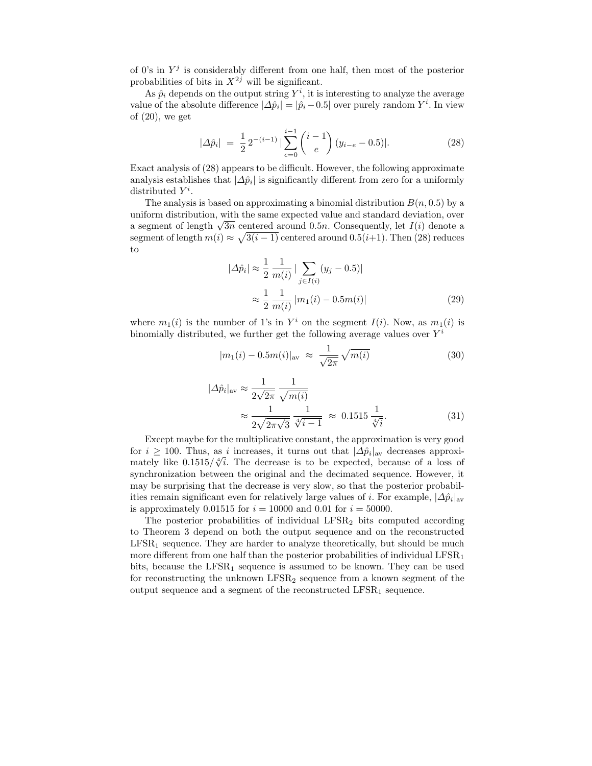of 0's in $Y^j$ is considerably different from one half, then most of the posterior probabilities of bits in $X^{2j}$ will be significant.

As $\hat{p}_i$ depends on the output string $Y^i$, it is interesting to analyze the average value of the absolute difference $|\Delta\hat{p}_i| = |\hat{p}_i - 0.5|$ over purely random $Y^i$. In view of (20), we get

$$|\Delta\hat{p}_i| \ = \ \frac{1}{2}\, 2^{-(i-1)}\, |\sum_{e=0}^{i-1} \binom{i-1}{e} (y_{i-e} - 0.5)|. \tag{28}$$

Exact analysis of (28) appears to be difficult. However, the following approximate analysis establishes that $|\Delta\hat{p}_i|$ is significantly different from zero for a uniformly distributed $Y^i$.

The analysis is based on approximating a binomial distribution $B(n, 0.5)$ by a uniform distribution, with the same expected value and standard deviation, over a segment of length $\sqrt{3n}$ centered around $0.5n$. Consequently, let $I(i)$ denote a segment of length $m(i) \approx \sqrt{3(i-1)}$ centered around $0.5(i+1)$. Then (28) reduces to

$$\begin{aligned}
|\Delta\hat{p}_i| &\approx \frac{1}{2}\, \frac{1}{m(i)}\, |\sum_{j\in I(i)} (y_j - 0.5)| \\
&\approx \frac{1}{2}\, \frac{1}{m(i)}\, |m_1(i) - 0.5m(i)|
\end{aligned} \tag{29}$$

where $m_1(i)$ is the number of 1's in $Y^i$ on the segment $I(i)$. Now, as $m_1(i)$ is binomially distributed, we further get the following average values over $Y^i$

$$|m_1(i) - 0.5m(i)|_{\text{av}} \ \approx \ \frac{1}{\sqrt{2\pi}}\, \sqrt{m(i)} \tag{30}$$

$$\begin{aligned}
|\Delta\hat{p}_i|_{\text{av}} &\approx \frac{1}{2\sqrt{2\pi}}\, \frac{1}{\sqrt{m(i)}} \\
&\approx \frac{1}{2\sqrt{2\pi\sqrt{3}}}\, \frac{1}{\sqrt[4]{i-1}} \ \approx \ 0.1515\, \frac{1}{\sqrt[4]{i}}.
\end{aligned} \tag{31}$$

Except maybe for the multiplicative constant, the approximation is very good for $i \geq 100$. Thus, as $i$ increases, it turns out that $|\Delta\hat{p}_i|_{\text{av}}$ decreases approximately like $0.1515/\sqrt[4]{i}$. The decrease is to be expected, because of a loss of synchronization between the original and the decimated sequence. However, it may be surprising that the decrease is very slow, so that the posterior probabilities remain significant even for relatively large values of $i$. For example, $|\Delta\hat{p}_i|_{\text{av}}$ is approximately 0.01515 for $i = 10000$ and 0.01 for $i = 50000$.

The posterior probabilities of individual LFSR$_2$ bits computed according to Theorem 3 depend on both the output sequence and on the reconstructed LFSR$_1$ sequence. They are harder to analyze theoretically, but should be much more different from one half than the posterior probabilities of individual LFSR$_1$ bits, because the LFSR$_1$ sequence is assumed to be known. They can be used for reconstructing the unknown LFSR$_2$ sequence from a known segment of the output sequence and a segment of the reconstructed LFSR$_1$ sequence.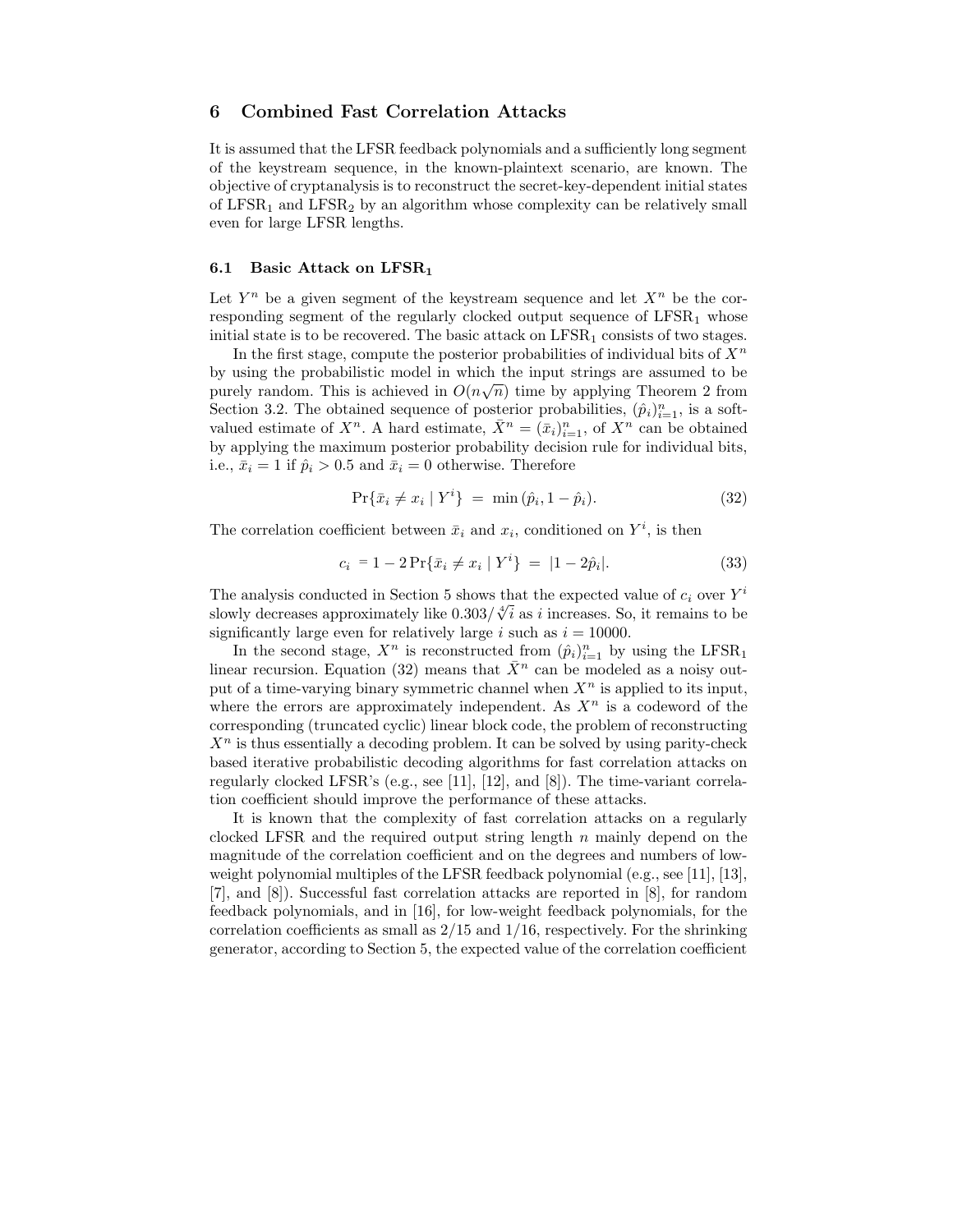## 6 Combined Fast Correlation Attacks

It is assumed that the LFSR feedback polynomials and a sufficiently long segment of the keystream sequence, in the known-plaintext scenario, are known. The objective of cryptanalysis is to reconstruct the secret-key-dependent initial states of $\mathrm{LFSR}_1$ and $\mathrm{LFSR}_2$ by an algorithm whose complexity can be relatively small even for large LFSR lengths.

### 6.1 Basic Attack on $\mathrm{LFSR}_1$

Let $Y^n$ be a given segment of the keystream sequence and let $X^n$ be the corresponding segment of the regularly clocked output sequence of $\mathrm{LFSR}_1$ whose initial state is to be recovered. The basic attack on $\mathrm{LFSR}_1$ consists of two stages.

In the first stage, compute the posterior probabilities of individual bits of $X^n$ by using the probabilistic model in which the input strings are assumed to be purely random. This is achieved in $O(n\sqrt{n})$ time by applying Theorem 2 from Section 3.2. The obtained sequence of posterior probabilities, $(\hat{p}_i)_{i=1}^n$, is a soft-valued estimate of $X^n$. A hard estimate, $\bar{X}^n = (\bar{x}_i)_{i=1}^n$, of $X^n$ can be obtained by applying the maximum posterior probability decision rule for individual bits, i.e., $\bar{x}_i = 1$ if $\hat{p}_i > 0.5$ and $\bar{x}_i = 0$ otherwise. Therefore

$$\Pr\{\bar{x}_i \neq x_i \mid Y^i\} \; = \; \min{(\hat{p}_i, 1 - \hat{p}_i)}. \tag{32}$$

The correlation coefficient between $\bar{x}_i$ and $x_i$, conditioned on $Y^i$, is then

$$c_i \; = 1 - 2\Pr\{\bar{x}_i \neq x_i \mid Y^i\} \; = \; |1 - 2\hat{p}_i|. \tag{33}$$

The analysis conducted in Section 5 shows that the expected value of $c_i$ over $Y^i$ slowly decreases approximately like $0.303/\sqrt[4]{i}$ as $i$ increases. So, it remains to be significantly large even for relatively large $i$ such as $i = 10000$.

In the second stage, $X^n$ is reconstructed from $(\hat{p}_i)_{i=1}^n$ by using the $\mathrm{LFSR}_1$ linear recursion. Equation (32) means that $\bar{X}^n$ can be modeled as a noisy output of a time-varying binary symmetric channel when $X^n$ is applied to its input, where the errors are approximately independent. As $X^n$ is a codeword of the corresponding (truncated cyclic) linear block code, the problem of reconstructing $X^n$ is thus essentially a decoding problem. It can be solved by using parity-check based iterative probabilistic decoding algorithms for fast correlation attacks on regularly clocked LFSR's (e.g., see [11], [12], and [8]). The time-variant correlation coefficient should improve the performance of these attacks.

It is known that the complexity of fast correlation attacks on a regularly clocked LFSR and the required output string length $n$ mainly depend on the magnitude of the correlation coefficient and on the degrees and numbers of low-weight polynomial multiples of the LFSR feedback polynomial (e.g., see [11], [13], [7], and [8]). Successful fast correlation attacks are reported in [8], for random feedback polynomials, and in [16], for low-weight feedback polynomials, for the correlation coefficients as small as $2/15$ and $1/16$, respectively. For the shrinking generator, according to Section 5, the expected value of the correlation coefficient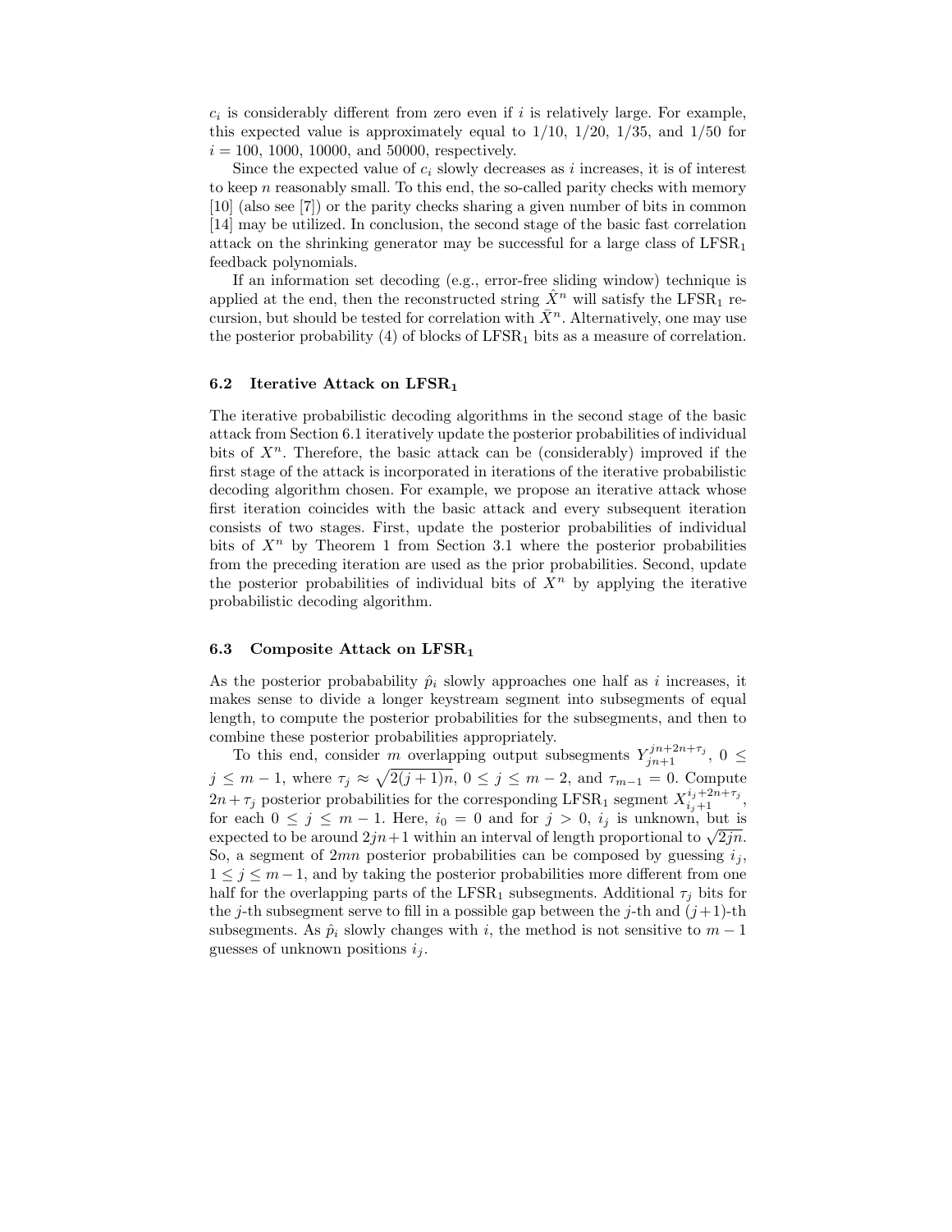$c_i$ is considerably different from zero even if $i$ is relatively large. For example, this expected value is approximately equal to 1/10, 1/20, 1/35, and 1/50 for $i = 100$, 1000, 10000, and 50000, respectively.

Since the expected value of $c_i$ slowly decreases as $i$ increases, it is of interest to keep $n$ reasonably small. To this end, the so-called parity checks with memory [10] (also see [7]) or the parity checks sharing a given number of bits in common [14] may be utilized. In conclusion, the second stage of the basic fast correlation attack on the shrinking generator may be successful for a large class of $\mathrm{LFSR}_1$ feedback polynomials.

If an information set decoding (e.g., error-free sliding window) technique is applied at the end, then the reconstructed string $\hat{X}^n$ will satisfy the $\mathrm{LFSR}_1$ recursion, but should be tested for correlation with $\bar{X}^n$. Alternatively, one may use the posterior probability (4) of blocks of $\mathrm{LFSR}_1$ bits as a measure of correlation.

### 6.2 Iterative Attack on $\mathrm{LFSR}_1$

The iterative probabilistic decoding algorithms in the second stage of the basic attack from Section 6.1 iteratively update the posterior probabilities of individual bits of $X^n$. Therefore, the basic attack can be (considerably) improved if the first stage of the attack is incorporated in iterations of the iterative probabilistic decoding algorithm chosen. For example, we propose an iterative attack whose first iteration coincides with the basic attack and every subsequent iteration consists of two stages. First, update the posterior probabilities of individual bits of $X^n$ by Theorem 1 from Section 3.1 where the posterior probabilities from the preceding iteration are used as the prior probabilities. Second, update the posterior probabilities of individual bits of $X^n$ by applying the iterative probabilistic decoding algorithm.

### 6.3 Composite Attack on $\mathrm{LFSR}_1$

As the posterior probability $\hat{p}_i$ slowly approaches one half as $i$ increases, it makes sense to divide a longer keystream segment into subsegments of equal length, to compute the posterior probabilities for the subsegments, and then to combine these posterior probabilities appropriately.

To this end, consider $m$ overlapping output subsegments $Y_{jn+1}^{jn+2n+\tau_j}$, $0 \leq j \leq m-1$, where $\tau_j \approx \sqrt{2(j+1)n}$, $0 \leq j \leq m-2$, and $\tau_{m-1} = 0$. Compute $2n+\tau_j$ posterior probabilities for the corresponding $\mathrm{LFSR}_1$ segment $X_{i_j+1}^{i_j+2n+\tau_j}$, for each $0 \leq j \leq m-1$. Here, $i_0 = 0$ and for $j > 0$, $i_j$ is unknown, but is expected to be around $2jn+1$ within an interval of length proportional to $\sqrt{2jn}$. So, a segment of $2mn$ posterior probabilities can be composed by guessing $i_j$, $1 \leq j \leq m-1$, and by taking the posterior probabilities more different from one half for the overlapping parts of the $\mathrm{LFSR}_1$ subsegments. Additional $\tau_j$ bits for the $j$-th subsegment serve to fill in a possible gap between the $j$-th and $(j+1)$-th subsegments. As $\hat{p}_i$ slowly changes with $i$, the method is not sensitive to $m-1$ guesses of unknown positions $i_j$.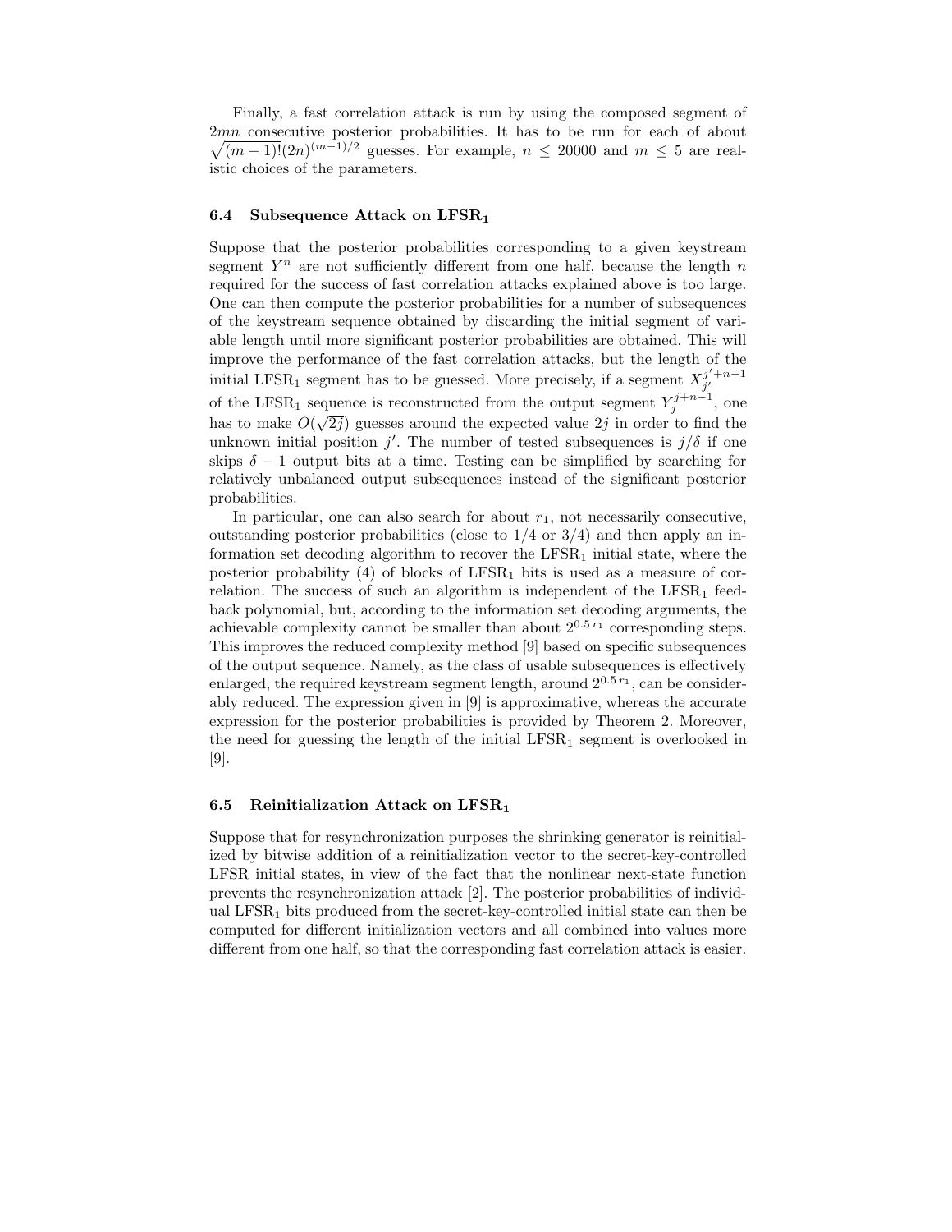Finally, a fast correlation attack is run by using the composed segment of $2mn$ consecutive posterior probabilities. It has to be run for each of about $\sqrt{(m-1)!}(2n)^{(m-1)/2}$ guesses. For example, $n \leq 20000$ and $m \leq 5$ are realistic choices of the parameters.

### 6.4 Subsequence Attack on LFSR$_1$

Suppose that the posterior probabilities corresponding to a given keystream segment $Y^n$ are not sufficiently different from one half, because the length $n$ required for the success of fast correlation attacks explained above is too large. One can then compute the posterior probabilities for a number of subsequences of the keystream sequence obtained by discarding the initial segment of variable length until more significant posterior probabilities are obtained. This will improve the performance of the fast correlation attacks, but the length of the initial LFSR$_1$ segment has to be guessed. More precisely, if a segment $X_{j'}^{j'+n-1}$ of the LFSR$_1$ sequence is reconstructed from the output segment $Y_j^{j+n-1}$, one has to make $O(\sqrt{2j})$ guesses around the expected value $2j$ in order to find the unknown initial position $j'$. The number of tested subsequences is $j/\delta$ if one skips $\delta - 1$ output bits at a time. Testing can be simplified by searching for relatively unbalanced output subsequences instead of the significant posterior probabilities.

In particular, one can also search for about $r_1$, not necessarily consecutive, outstanding posterior probabilities (close to $1/4$ or $3/4$) and then apply an information set decoding algorithm to recover the LFSR$_1$ initial state, where the posterior probability (4) of blocks of LFSR$_1$ bits is used as a measure of correlation. The success of such an algorithm is independent of the LFSR$_1$ feedback polynomial, but, according to the information set decoding arguments, the achievable complexity cannot be smaller than about $2^{0.5\,r_1}$ corresponding steps. This improves the reduced complexity method [9] based on specific subsequences of the output sequence. Namely, as the class of usable subsequences is effectively enlarged, the required keystream segment length, around $2^{0.5\,r_1}$, can be considerably reduced. The expression given in [9] is approximative, whereas the accurate expression for the posterior probabilities is provided by Theorem 2. Moreover, the need for guessing the length of the initial LFSR$_1$ segment is overlooked in [9].

### 6.5 Reinitialization Attack on LFSR$_1$

Suppose that for resynchronization purposes the shrinking generator is reinitialized by bitwise addition of a reinitialization vector to the secret-key-controlled LFSR initial states, in view of the fact that the nonlinear next-state function prevents the resynchronization attack [2]. The posterior probabilities of individual LFSR$_1$ bits produced from the secret-key-controlled initial state can then be computed for different initialization vectors and all combined into values more different from one half, so that the corresponding fast correlation attack is easier.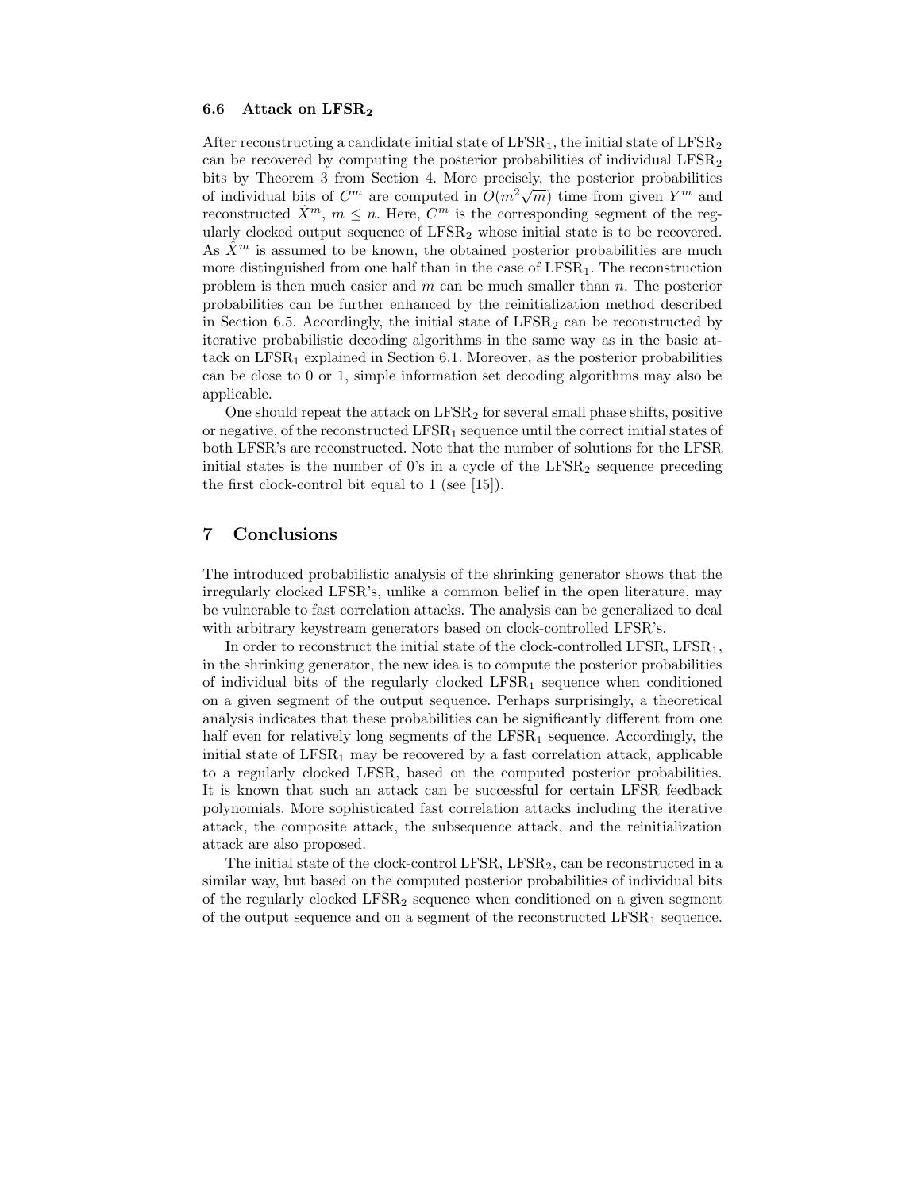### 6.6 Attack on $LFSR_2$

After reconstructing a candidate initial state of $LFSR_1$, the initial state of $LFSR_2$ can be recovered by computing the posterior probabilities of individual $LFSR_2$ bits by Theorem 3 from Section 4. More precisely, the posterior probabilities of individual bits of $C^m$ are computed in $O(m^2\sqrt{m})$ time from given $Y^m$ and reconstructed $\hat{X}^m$, $m \leq n$. Here, $C^m$ is the corresponding segment of the regularly clocked output sequence of $LFSR_2$ whose initial state is to be recovered. As $\hat{X}^m$ is assumed to be known, the obtained posterior probabilities are much more distinguished from one half than in the case of $LFSR_1$. The reconstruction problem is then much easier and $m$ can be much smaller than $n$. The posterior probabilities can be further enhanced by the reinitialization method described in Section 6.5. Accordingly, the initial state of $LFSR_2$ can be reconstructed by iterative probabilistic decoding algorithms in the same way as in the basic attack on $LFSR_1$ explained in Section 6.1. Moreover, as the posterior probabilities can be close to 0 or 1, simple information set decoding algorithms may also be applicable.

One should repeat the attack on $LFSR_2$ for several small phase shifts, positive or negative, of the reconstructed $LFSR_1$ sequence until the correct initial states of both LFSR's are reconstructed. Note that the number of solutions for the LFSR initial states is the number of 0's in a cycle of the $LFSR_2$ sequence preceding the first clock-control bit equal to 1 (see [15]).

## 7 Conclusions

The introduced probabilistic analysis of the shrinking generator shows that the irregularly clocked LFSR's, unlike a common belief in the open literature, may be vulnerable to fast correlation attacks. The analysis can be generalized to deal with arbitrary keystream generators based on clock-controlled LFSR's.

In order to reconstruct the initial state of the clock-controlled LFSR, $LFSR_1$, in the shrinking generator, the new idea is to compute the posterior probabilities of individual bits of the regularly clocked $LFSR_1$ sequence when conditioned on a given segment of the output sequence. Perhaps surprisingly, a theoretical analysis indicates that these probabilities can be significantly different from one half even for relatively long segments of the $LFSR_1$ sequence. Accordingly, the initial state of $LFSR_1$ may be recovered by a fast correlation attack, applicable to a regularly clocked LFSR, based on the computed posterior probabilities. It is known that such an attack can be successful for certain LFSR feedback polynomials. More sophisticated fast correlation attacks including the iterative attack, the composite attack, the subsequence attack, and the reinitialization attack are also proposed.

The initial state of the clock-control LFSR, $LFSR_2$, can be reconstructed in a similar way, but based on the computed posterior probabilities of individual bits of the regularly clocked $LFSR_2$ sequence when conditioned on a given segment of the output sequence and on a segment of the reconstructed $LFSR_1$ sequence.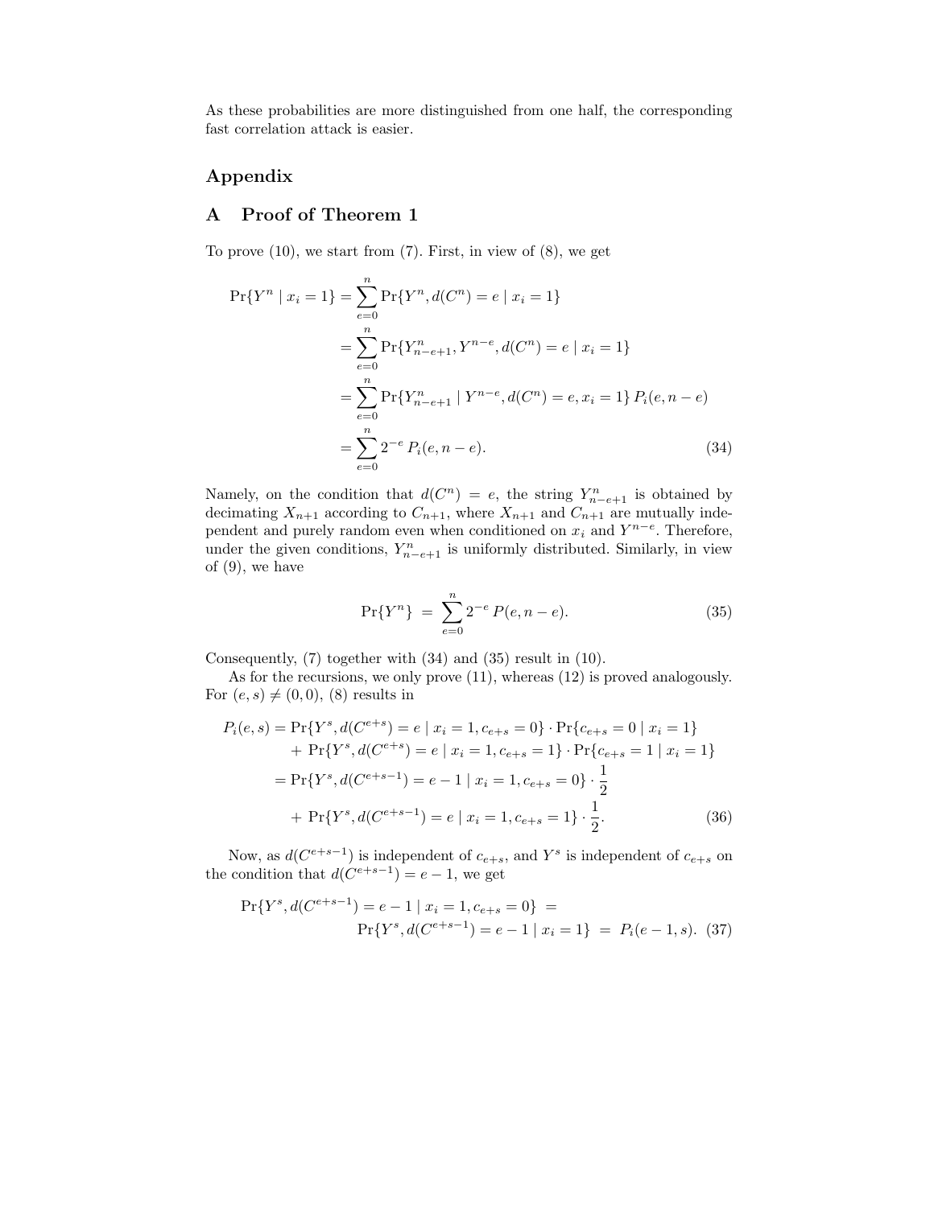As these probabilities are more distinguished from one half, the corresponding fast correlation attack is easier.

## Appendix

## A Proof of Theorem 1

To prove (10), we start from (7). First, in view of (8), we get

$$
\begin{aligned}
\Pr\{Y^n \mid x_i = 1\} &= \sum_{e=0}^{n} \Pr\{Y^n, d(C^n) = e \mid x_i = 1\} \\
&= \sum_{e=0}^{n} \Pr\{Y_{n-e+1}^n, Y^{n-e}, d(C^n) = e \mid x_i = 1\} \\
&= \sum_{e=0}^{n} \Pr\{Y_{n-e+1}^n \mid Y^{n-e}, d(C^n) = e, x_i = 1\}\, P_i(e, n-e) \\
&= \sum_{e=0}^{n} 2^{-e}\, P_i(e, n-e). \qquad (34)
\end{aligned}
$$

Namely, on the condition that $d(C^n) = e$, the string $Y_{n-e+1}^n$ is obtained by decimating $X_{n+1}$ according to $C_{n+1}$, where $X_{n+1}$ and $C_{n+1}$ are mutually independent and purely random even when conditioned on $x_i$ and $Y^{n-e}$. Therefore, under the given conditions, $Y_{n-e+1}^n$ is uniformly distributed. Similarly, in view of (9), we have

$$
\Pr\{Y^n\} \;=\; \sum_{e=0}^{n} 2^{-e}\, P(e, n-e). \qquad (35)
$$

Consequently, (7) together with (34) and (35) result in (10).

As for the recursions, we only prove (11), whereas (12) is proved analogously. For $(e, s) \neq (0, 0)$, (8) results in

$$
\begin{aligned}
P_i(e, s) &= \Pr\{Y^s, d(C^{e+s}) = e \mid x_i = 1, c_{e+s} = 0\} \cdot \Pr\{c_{e+s} = 0 \mid x_i = 1\} \\
&\quad + \Pr\{Y^s, d(C^{e+s}) = e \mid x_i = 1, c_{e+s} = 1\} \cdot \Pr\{c_{e+s} = 1 \mid x_i = 1\} \\
&= \Pr\{Y^s, d(C^{e+s-1}) = e - 1 \mid x_i = 1, c_{e+s} = 0\} \cdot \frac{1}{2} \\
&\quad + \Pr\{Y^s, d(C^{e+s-1}) = e \mid x_i = 1, c_{e+s} = 1\} \cdot \frac{1}{2}. \qquad (36)
\end{aligned}
$$

Now, as $d(C^{e+s-1})$ is independent of $c_{e+s}$, and $Y^s$ is independent of $c_{e+s}$ on the condition that $d(C^{e+s-1}) = e - 1$, we get

$$
\begin{aligned}
&\Pr\{Y^s, d(C^{e+s-1}) = e - 1 \mid x_i = 1, c_{e+s} = 0\} \;= \\
&\qquad \Pr\{Y^s, d(C^{e+s-1}) = e - 1 \mid x_i = 1\} \;=\; P_i(e - 1, s). \qquad (37)
\end{aligned}
$$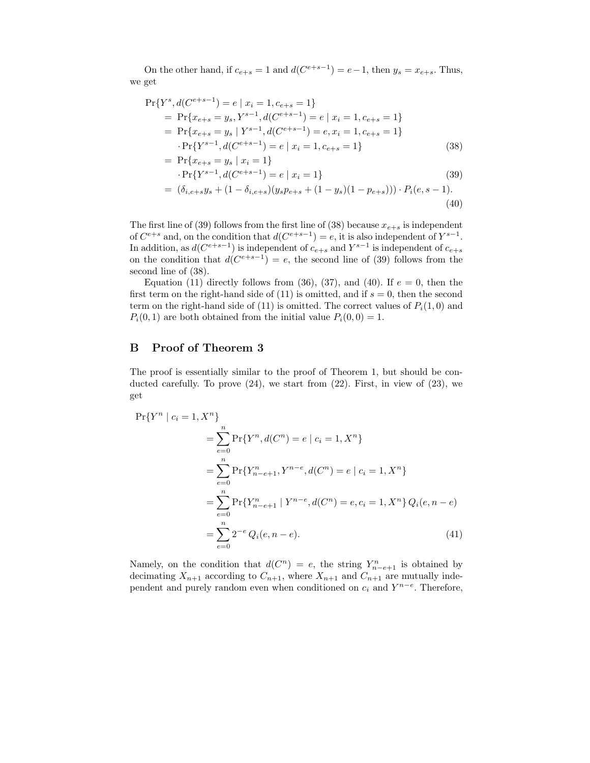On the other hand, if $c_{e+s} = 1$ and $d(C^{e+s-1}) = e-1$, then $y_s = x_{e+s}$. Thus, we get

$$
\begin{aligned}
&\Pr\{Y^s, d(C^{e+s-1}) = e \mid x_i = 1, c_{e+s} = 1\} \\
&\quad = \Pr\{x_{e+s} = y_s, Y^{s-1}, d(C^{e+s-1}) = e \mid x_i = 1, c_{e+s} = 1\} \\
&\quad = \Pr\{x_{e+s} = y_s \mid Y^{s-1}, d(C^{e+s-1}) = e, x_i = 1, c_{e+s} = 1\} \\
&\qquad \cdot \Pr\{Y^{s-1}, d(C^{e+s-1}) = e \mid x_i = 1, c_{e+s} = 1\} \qquad (38) \\
&\quad = \Pr\{x_{e+s} = y_s \mid x_i = 1\} \\
&\qquad \cdot \Pr\{Y^{s-1}, d(C^{e+s-1}) = e \mid x_i = 1\} \qquad (39) \\
&\quad = (\delta_{i,e+s} y_s + (1 - \delta_{i,e+s})(y_s p_{e+s} + (1 - y_s)(1 - p_{e+s}))) \cdot P_i(e, s-1). \qquad (40)
\end{aligned}
$$

The first line of (39) follows from the first line of (38) because $x_{e+s}$ is independent of $C^{e+s}$ and, on the condition that $d(C^{e+s-1}) = e$, it is also independent of $Y^{s-1}$. In addition, as $d(C^{e+s-1})$ is independent of $c_{e+s}$ and $Y^{s-1}$ is independent of $c_{e+s}$ on the condition that $d(C^{e+s-1}) = e$, the second line of (39) follows from the second line of (38).

Equation (11) directly follows from (36), (37), and (40). If $e = 0$, then the first term on the right-hand side of (11) is omitted, and if $s = 0$, then the second term on the right-hand side of (11) is omitted. The correct values of $P_i(1, 0)$ and $P_i(0, 1)$ are both obtained from the initial value $P_i(0, 0) = 1$.

## B Proof of Theorem 3

The proof is essentially similar to the proof of Theorem 1, but should be conducted carefully. To prove (24), we start from (22). First, in view of (23), we get

$$
\begin{aligned}
&\Pr\{Y^n \mid c_i = 1, X^n\} \\
&\qquad = \sum_{e=0}^{n} \Pr\{Y^n, d(C^n) = e \mid c_i = 1, X^n\} \\
&\qquad = \sum_{e=0}^{n} \Pr\{Y_{n-e+1}^n, Y^{n-e}, d(C^n) = e \mid c_i = 1, X^n\} \\
&\qquad = \sum_{e=0}^{n} \Pr\{Y_{n-e+1}^n \mid Y^{n-e}, d(C^n) = e, c_i = 1, X^n\} \, Q_i(e, n-e) \\
&\qquad = \sum_{e=0}^{n} 2^{-e} \, Q_i(e, n-e). \qquad (41)
\end{aligned}
$$

Namely, on the condition that $d(C^n) = e$, the string $Y_{n-e+1}^n$ is obtained by decimating $X_{n+1}$ according to $C_{n+1}$, where $X_{n+1}$ and $C_{n+1}$ are mutually independent and purely random even when conditioned on $c_i$ and $Y^{n-e}$. Therefore,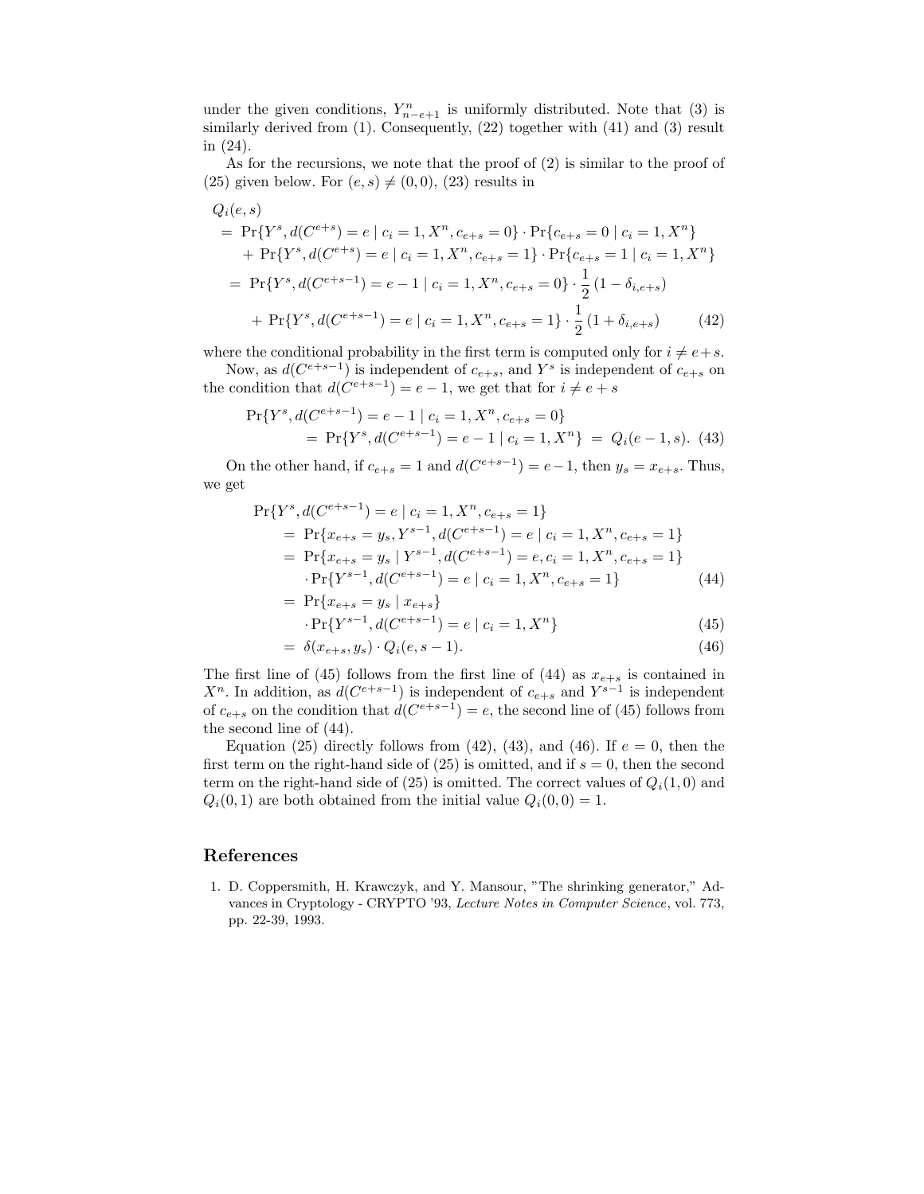under the given conditions, $Y_{n-e+1}^n$ is uniformly distributed. Note that (3) is similarly derived from (1). Consequently, (22) together with (41) and (3) result in (24).

As for the recursions, we note that the proof of (2) is similar to the proof of (25) given below. For $(e,s) \neq (0,0)$, (23) results in

$$
\begin{aligned}
& Q_i(e,s) \\
&= \Pr\{Y^s, d(C^{e+s}) = e \mid c_i = 1, X^n, c_{e+s} = 0\} \cdot \Pr\{c_{e+s} = 0 \mid c_i = 1, X^n\} \\
&\quad + \Pr\{Y^s, d(C^{e+s}) = e \mid c_i = 1, X^n, c_{e+s} = 1\} \cdot \Pr\{c_{e+s} = 1 \mid c_i = 1, X^n\} \\
&= \Pr\{Y^s, d(C^{e+s-1}) = e-1 \mid c_i = 1, X^n, c_{e+s} = 0\} \cdot \frac{1}{2}\left(1 - \delta_{i,e+s}\right) \\
&\quad + \Pr\{Y^s, d(C^{e+s-1}) = e \mid c_i = 1, X^n, c_{e+s} = 1\} \cdot \frac{1}{2}\left(1 + \delta_{i,e+s}\right) \qquad (42)
\end{aligned}
$$

where the conditional probability in the first term is computed only for $i \neq e+s$.

Now, as $d(C^{e+s-1})$ is independent of $c_{e+s}$, and $Y^s$ is independent of $c_{e+s}$ on the condition that $d(C^{e+s-1}) = e-1$, we get that for $i \neq e+s$

$$
\begin{aligned}
& \Pr\{Y^s, d(C^{e+s-1}) = e-1 \mid c_i = 1, X^n, c_{e+s} = 0\} \\
&\qquad = \Pr\{Y^s, d(C^{e+s-1}) = e-1 \mid c_i = 1, X^n\} \;=\; Q_i(e-1, s). \qquad (43)
\end{aligned}
$$

On the other hand, if $c_{e+s} = 1$ and $d(C^{e+s-1}) = e-1$, then $y_s = x_{e+s}$. Thus, we get

$$
\begin{aligned}
& \Pr\{Y^s, d(C^{e+s-1}) = e \mid c_i = 1, X^n, c_{e+s} = 1\} \\
&= \Pr\{x_{e+s} = y_s, Y^{s-1}, d(C^{e+s-1}) = e \mid c_i = 1, X^n, c_{e+s} = 1\} \\
&= \Pr\{x_{e+s} = y_s \mid Y^{s-1}, d(C^{e+s-1}) = e, c_i = 1, X^n, c_{e+s} = 1\} \\
&\quad \cdot \Pr\{Y^{s-1}, d(C^{e+s-1}) = e \mid c_i = 1, X^n, c_{e+s} = 1\} \qquad (44) \\
&= \Pr\{x_{e+s} = y_s \mid x_{e+s}\} \\
&\quad \cdot \Pr\{Y^{s-1}, d(C^{e+s-1}) = e \mid c_i = 1, X^n\} \qquad (45) \\
&= \delta(x_{e+s}, y_s) \cdot Q_i(e, s-1). \qquad (46)
\end{aligned}
$$

The first line of (45) follows from the first line of (44) as $x_{e+s}$ is contained in $X^n$. In addition, as $d(C^{e+s-1})$ is independent of $c_{e+s}$ and $Y^{s-1}$ is independent of $c_{e+s}$ on the condition that $d(C^{e+s-1}) = e$, the second line of (45) follows from the second line of (44).

Equation (25) directly follows from (42), (43), and (46). If $e = 0$, then the first term on the right-hand side of (25) is omitted, and if $s = 0$, then the second term on the right-hand side of (25) is omitted. The correct values of $Q_i(1,0)$ and $Q_i(0,1)$ are both obtained from the initial value $Q_i(0,0) = 1$.

## References

1. D. Coppersmith, H. Krawczyk, and Y. Mansour, "The shrinking generator," Advances in Cryptology - CRYPTO '93, *Lecture Notes in Computer Science*, vol. 773, pp. 22-39, 1993.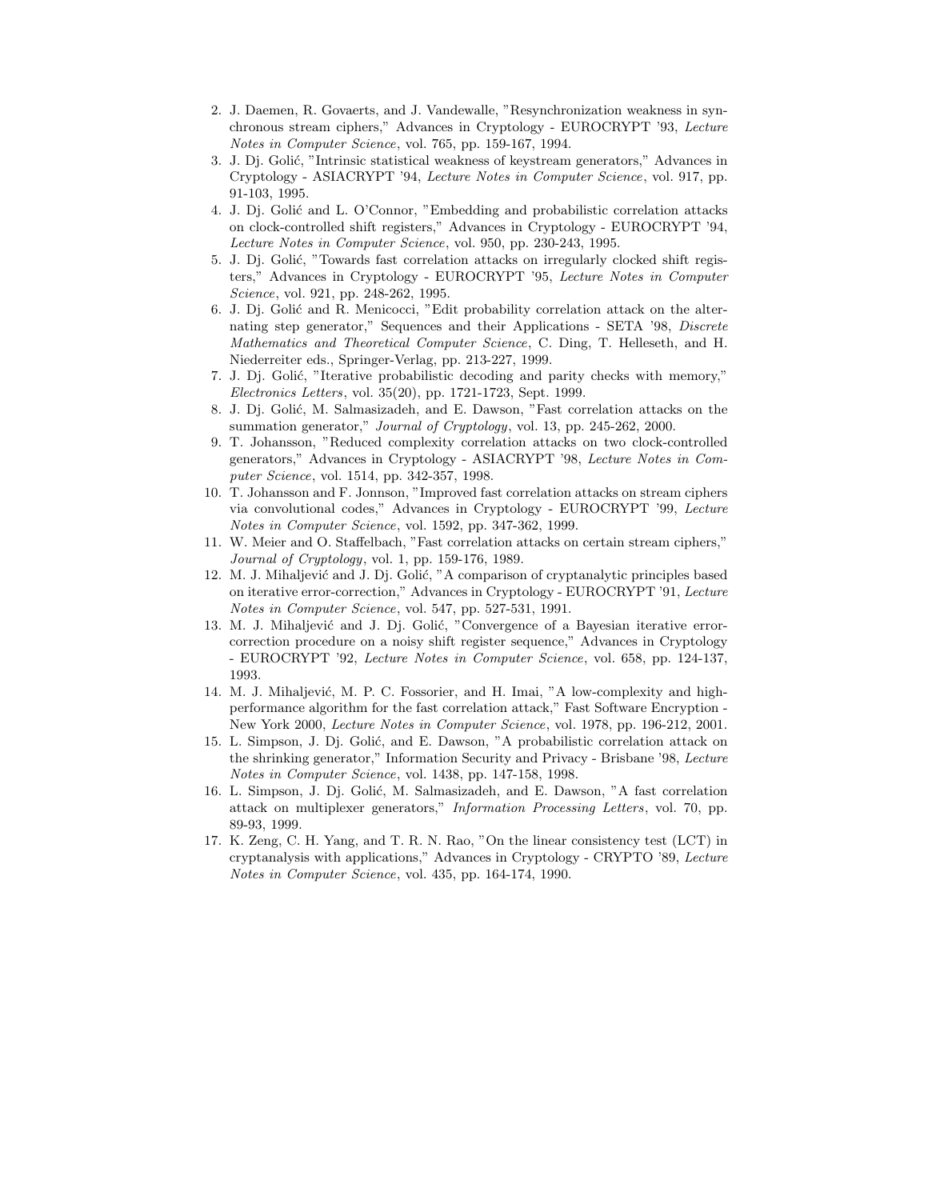2. J. Daemen, R. Govaerts, and J. Vandewalle, "Resynchronization weakness in synchronous stream ciphers," Advances in Cryptology - EUROCRYPT '93, *Lecture Notes in Computer Science*, vol. 765, pp. 159-167, 1994.
3. J. Dj. Golić, "Intrinsic statistical weakness of keystream generators," Advances in Cryptology - ASIACRYPT '94, *Lecture Notes in Computer Science*, vol. 917, pp. 91-103, 1995.
4. J. Dj. Golić and L. O'Connor, "Embedding and probabilistic correlation attacks on clock-controlled shift registers," Advances in Cryptology - EUROCRYPT '94, *Lecture Notes in Computer Science*, vol. 950, pp. 230-243, 1995.
5. J. Dj. Golić, "Towards fast correlation attacks on irregularly clocked shift registers," Advances in Cryptology - EUROCRYPT '95, *Lecture Notes in Computer Science*, vol. 921, pp. 248-262, 1995.
6. J. Dj. Golić and R. Menicocci, "Edit probability correlation attack on the alternating step generator," Sequences and their Applications - SETA '98, *Discrete Mathematics and Theoretical Computer Science*, C. Ding, T. Helleseth, and H. Niederreiter eds., Springer-Verlag, pp. 213-227, 1999.
7. J. Dj. Golić, "Iterative probabilistic decoding and parity checks with memory," *Electronics Letters*, vol. 35(20), pp. 1721-1723, Sept. 1999.
8. J. Dj. Golić, M. Salmasizadeh, and E. Dawson, "Fast correlation attacks on the summation generator," *Journal of Cryptology*, vol. 13, pp. 245-262, 2000.
9. T. Johansson, "Reduced complexity correlation attacks on two clock-controlled generators," Advances in Cryptology - ASIACRYPT '98, *Lecture Notes in Computer Science*, vol. 1514, pp. 342-357, 1998.
10. T. Johansson and F. Jonnson, "Improved fast correlation attacks on stream ciphers via convolutional codes," Advances in Cryptology - EUROCRYPT '99, *Lecture Notes in Computer Science*, vol. 1592, pp. 347-362, 1999.
11. W. Meier and O. Staffelbach, "Fast correlation attacks on certain stream ciphers," *Journal of Cryptology*, vol. 1, pp. 159-176, 1989.
12. M. J. Mihaljević and J. Dj. Golić, "A comparison of cryptanalytic principles based on iterative error-correction," Advances in Cryptology - EUROCRYPT '91, *Lecture Notes in Computer Science*, vol. 547, pp. 527-531, 1991.
13. M. J. Mihaljević and J. Dj. Golić, "Convergence of a Bayesian iterative error-correction procedure on a noisy shift register sequence," Advances in Cryptology - EUROCRYPT '92, *Lecture Notes in Computer Science*, vol. 658, pp. 124-137, 1993.
14. M. J. Mihaljević, M. P. C. Fossorier, and H. Imai, "A low-complexity and high-performance algorithm for the fast correlation attack," Fast Software Encryption - New York 2000, *Lecture Notes in Computer Science*, vol. 1978, pp. 196-212, 2001.
15. L. Simpson, J. Dj. Golić, and E. Dawson, "A probabilistic correlation attack on the shrinking generator," Information Security and Privacy - Brisbane '98, *Lecture Notes in Computer Science*, vol. 1438, pp. 147-158, 1998.
16. L. Simpson, J. Dj. Golić, M. Salmasizadeh, and E. Dawson, "A fast correlation attack on multiplexer generators," *Information Processing Letters*, vol. 70, pp. 89-93, 1999.
17. K. Zeng, C. H. Yang, and T. R. N. Rao, "On the linear consistency test (LCT) in cryptanalysis with applications," Advances in Cryptology - CRYPTO '89, *Lecture Notes in Computer Science*, vol. 435, pp. 164-174, 1990.